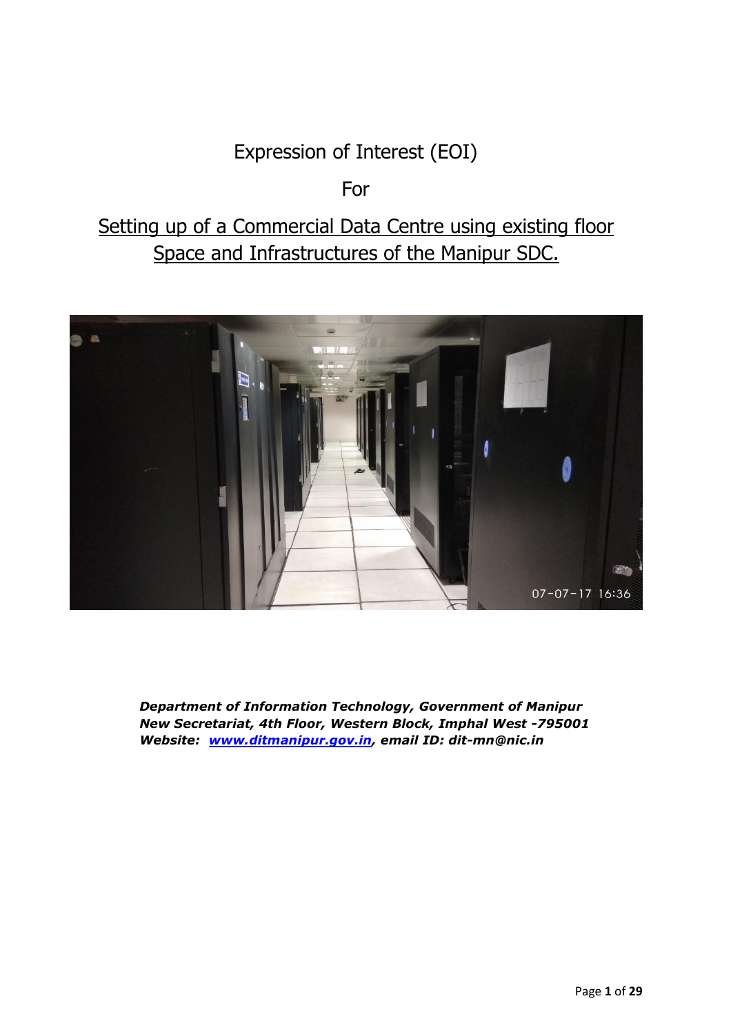# Expression of Interest (EOI)

For

## Setting up of a Commercial Data Centre using existing floor Space and Infrastructures of the Manipur SDC.

***Department of Information Technology, Government of Manipur***
***New Secretariat, 4th Floor, Western Block, Imphal West -795001***
***Website: [www.ditmanipur.gov.in](www.ditmanipur.gov.in), email ID: dit-mn@nic.in***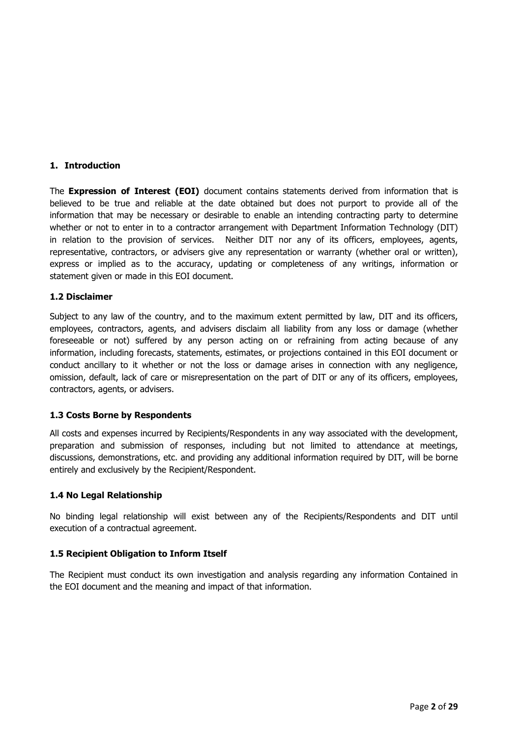## 1. Introduction

The **Expression of Interest (EOI)** document contains statements derived from information that is believed to be true and reliable at the date obtained but does not purport to provide all of the information that may be necessary or desirable to enable an intending contracting party to determine whether or not to enter in to a contractor arrangement with Department Information Technology (DIT) in relation to the provision of services. Neither DIT nor any of its officers, employees, agents, representative, contractors, or advisers give any representation or warranty (whether oral or written), express or implied as to the accuracy, updating or completeness of any writings, information or statement given or made in this EOI document.

### 1.2 Disclaimer

Subject to any law of the country, and to the maximum extent permitted by law, DIT and its officers, employees, contractors, agents, and advisers disclaim all liability from any loss or damage (whether foreseeable or not) suffered by any person acting on or refraining from acting because of any information, including forecasts, statements, estimates, or projections contained in this EOI document or conduct ancillary to it whether or not the loss or damage arises in connection with any negligence, omission, default, lack of care or misrepresentation on the part of DIT or any of its officers, employees, contractors, agents, or advisers.

### 1.3 Costs Borne by Respondents

All costs and expenses incurred by Recipients/Respondents in any way associated with the development, preparation and submission of responses, including but not limited to attendance at meetings, discussions, demonstrations, etc. and providing any additional information required by DIT, will be borne entirely and exclusively by the Recipient/Respondent.

### 1.4 No Legal Relationship

No binding legal relationship will exist between any of the Recipients/Respondents and DIT until execution of a contractual agreement.

### 1.5 Recipient Obligation to Inform Itself

The Recipient must conduct its own investigation and analysis regarding any information Contained in the EOI document and the meaning and impact of that information.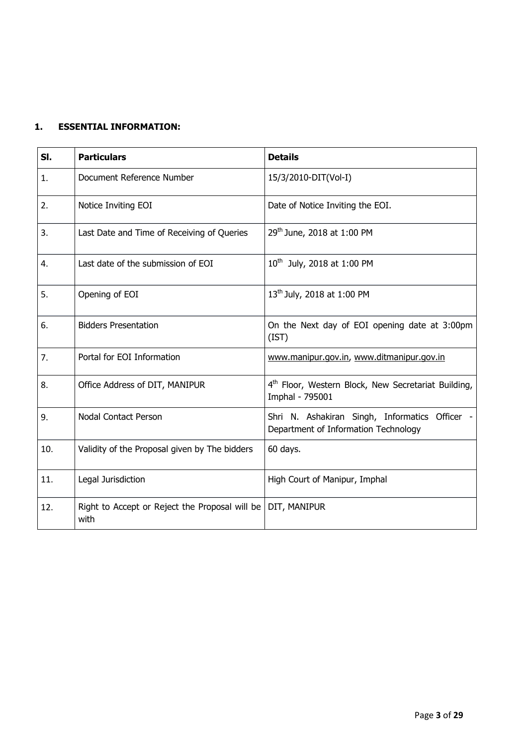## 1. ESSENTIAL INFORMATION:

| Sl. | Particulars | Details |
|---|---|---|
| 1. | Document Reference Number | 15/3/2010-DIT(Vol-I) |
| 2. | Notice Inviting EOI | Date of Notice Inviting the EOI. |
| 3. | Last Date and Time of Receiving of Queries | 29th June, 2018 at 1:00 PM |
| 4. | Last date of the submission of EOI | 10th July, 2018 at 1:00 PM |
| 5. | Opening of EOI | 13th July, 2018 at 1:00 PM |
| 6. | Bidders Presentation | On the Next day of EOI opening date at 3:00pm (IST) |
| 7. | Portal for EOI Information | www.manipur.gov.in, www.ditmanipur.gov.in |
| 8. | Office Address of DIT, MANIPUR | 4th Floor, Western Block, New Secretariat Building, Imphal - 795001 |
| 9. | Nodal Contact Person | Shri N. Ashakiran Singh, Informatics Officer - Department of Information Technology |
| 10. | Validity of the Proposal given by The bidders | 60 days. |
| 11. | Legal Jurisdiction | High Court of Manipur, Imphal |
| 12. | Right to Accept or Reject the Proposal will be with | DIT, MANIPUR |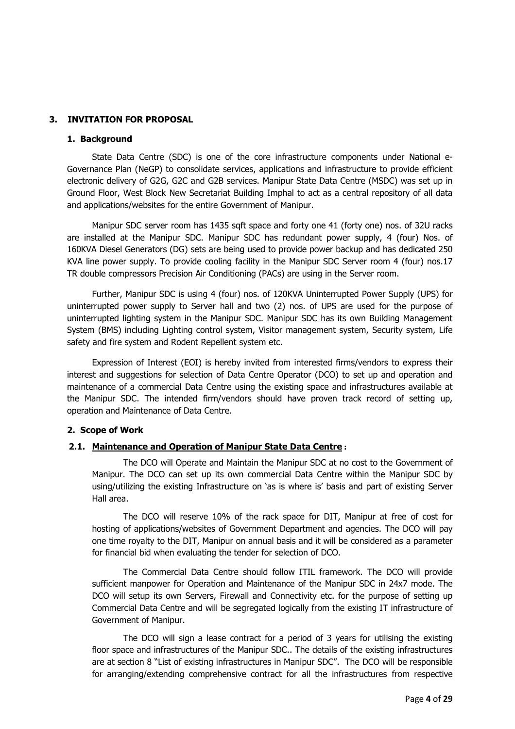## 3. INVITATION FOR PROPOSAL

### 1. Background

State Data Centre (SDC) is one of the core infrastructure components under National e-Governance Plan (NeGP) to consolidate services, applications and infrastructure to provide efficient electronic delivery of G2G, G2C and G2B services. Manipur State Data Centre (MSDC) was set up in Ground Floor, West Block New Secretariat Building Imphal to act as a central repository of all data and applications/websites for the entire Government of Manipur.

Manipur SDC server room has 1435 sqft space and forty one 41 (forty one) nos. of 32U racks are installed at the Manipur SDC. Manipur SDC has redundant power supply, 4 (four) Nos. of 160KVA Diesel Generators (DG) sets are being used to provide power backup and has dedicated 250 KVA line power supply. To provide cooling facility in the Manipur SDC Server room 4 (four) nos.17 TR double compressors Precision Air Conditioning (PACs) are using in the Server room.

Further, Manipur SDC is using 4 (four) nos. of 120KVA Uninterrupted Power Supply (UPS) for uninterrupted power supply to Server hall and two (2) nos. of UPS are used for the purpose of uninterrupted lighting system in the Manipur SDC. Manipur SDC has its own Building Management System (BMS) including Lighting control system, Visitor management system, Security system, Life safety and fire system and Rodent Repellent system etc.

Expression of Interest (EOI) is hereby invited from interested firms/vendors to express their interest and suggestions for selection of Data Centre Operator (DCO) to set up and operation and maintenance of a commercial Data Centre using the existing space and infrastructures available at the Manipur SDC. The intended firm/vendors should have proven track record of setting up, operation and Maintenance of Data Centre.

### 2. Scope of Work

#### 2.1. <u>Maintenance and Operation of Manipur State Data Centre</u> :

The DCO will Operate and Maintain the Manipur SDC at no cost to the Government of Manipur. The DCO can set up its own commercial Data Centre within the Manipur SDC by using/utilizing the existing Infrastructure on 'as is where is' basis and part of existing Server Hall area.

The DCO will reserve 10% of the rack space for DIT, Manipur at free of cost for hosting of applications/websites of Government Department and agencies. The DCO will pay one time royalty to the DIT, Manipur on annual basis and it will be considered as a parameter for financial bid when evaluating the tender for selection of DCO.

The Commercial Data Centre should follow ITIL framework. The DCO will provide sufficient manpower for Operation and Maintenance of the Manipur SDC in 24x7 mode. The DCO will setup its own Servers, Firewall and Connectivity etc. for the purpose of setting up Commercial Data Centre and will be segregated logically from the existing IT infrastructure of Government of Manipur.

The DCO will sign a lease contract for a period of 3 years for utilising the existing floor space and infrastructures of the Manipur SDC.. The details of the existing infrastructures are at section 8 "List of existing infrastructures in Manipur SDC". The DCO will be responsible for arranging/extending comprehensive contract for all the infrastructures from respective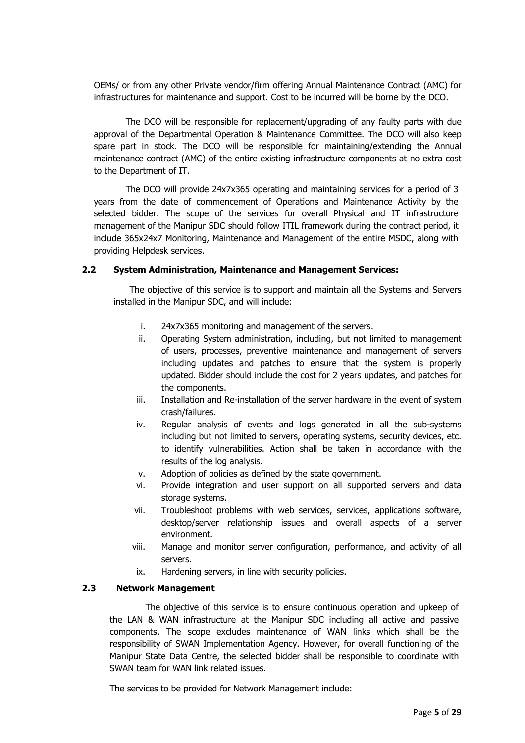OEMs/ or from any other Private vendor/firm offering Annual Maintenance Contract (AMC) for infrastructures for maintenance and support. Cost to be incurred will be borne by the DCO.

The DCO will be responsible for replacement/upgrading of any faulty parts with due approval of the Departmental Operation & Maintenance Committee. The DCO will also keep spare part in stock. The DCO will be responsible for maintaining/extending the Annual maintenance contract (AMC) of the entire existing infrastructure components at no extra cost to the Department of IT.

The DCO will provide 24x7x365 operating and maintaining services for a period of 3 years from the date of commencement of Operations and Maintenance Activity by the selected bidder. The scope of the services for overall Physical and IT infrastructure management of the Manipur SDC should follow ITIL framework during the contract period, it include 365x24x7 Monitoring, Maintenance and Management of the entire MSDC, along with providing Helpdesk services.

### 2.2 System Administration, Maintenance and Management Services:

The objective of this service is to support and maintain all the Systems and Servers installed in the Manipur SDC, and will include:

i. 24x7x365 monitoring and management of the servers.

ii. Operating System administration, including, but not limited to management of users, processes, preventive maintenance and management of servers including updates and patches to ensure that the system is properly updated. Bidder should include the cost for 2 years updates, and patches for the components.

iii. Installation and Re-installation of the server hardware in the event of system crash/failures.

iv. Regular analysis of events and logs generated in all the sub-systems including but not limited to servers, operating systems, security devices, etc. to identify vulnerabilities. Action shall be taken in accordance with the results of the log analysis.

v. Adoption of policies as defined by the state government.

vi. Provide integration and user support on all supported servers and data storage systems.

vii. Troubleshoot problems with web services, services, applications software, desktop/server relationship issues and overall aspects of a server environment.

viii. Manage and monitor server configuration, performance, and activity of all servers.

ix. Hardening servers, in line with security policies.

### 2.3 Network Management

The objective of this service is to ensure continuous operation and upkeep of the LAN & WAN infrastructure at the Manipur SDC including all active and passive components. The scope excludes maintenance of WAN links which shall be the responsibility of SWAN Implementation Agency. However, for overall functioning of the Manipur State Data Centre, the selected bidder shall be responsible to coordinate with SWAN team for WAN link related issues.

The services to be provided for Network Management include: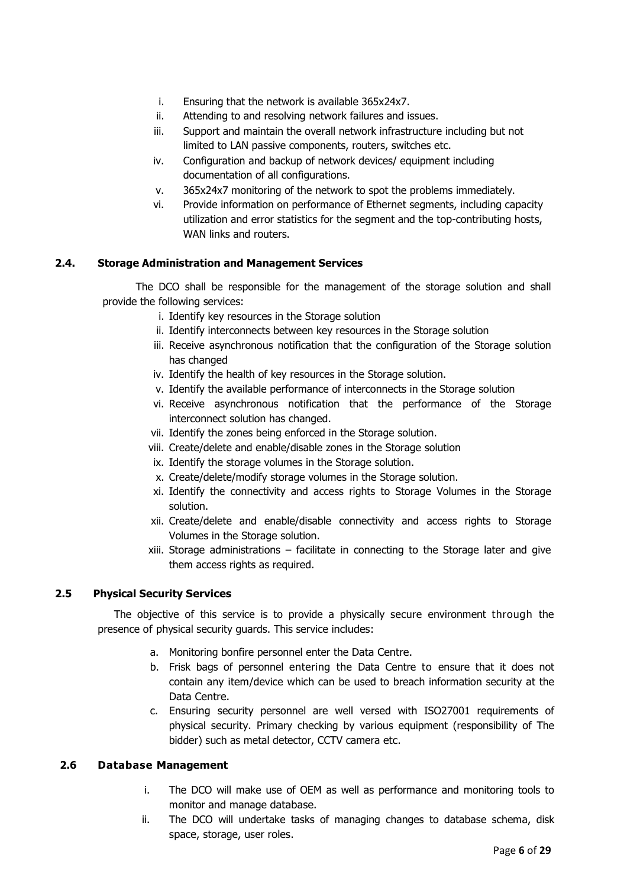i. Ensuring that the network is available 365x24x7.
ii. Attending to and resolving network failures and issues.
iii. Support and maintain the overall network infrastructure including but not limited to LAN passive components, routers, switches etc.
iv. Configuration and backup of network devices/ equipment including documentation of all configurations.
v. 365x24x7 monitoring of the network to spot the problems immediately.
vi. Provide information on performance of Ethernet segments, including capacity utilization and error statistics for the segment and the top-contributing hosts, WAN links and routers.

### 2.4. Storage Administration and Management Services

The DCO shall be responsible for the management of the storage solution and shall provide the following services:

i. Identify key resources in the Storage solution
ii. Identify interconnects between key resources in the Storage solution
iii. Receive asynchronous notification that the configuration of the Storage solution has changed
iv. Identify the health of key resources in the Storage solution.
v. Identify the available performance of interconnects in the Storage solution
vi. Receive asynchronous notification that the performance of the Storage interconnect solution has changed.
vii. Identify the zones being enforced in the Storage solution.
viii. Create/delete and enable/disable zones in the Storage solution
ix. Identify the storage volumes in the Storage solution.
x. Create/delete/modify storage volumes in the Storage solution.
xi. Identify the connectivity and access rights to Storage Volumes in the Storage solution.
xii. Create/delete and enable/disable connectivity and access rights to Storage Volumes in the Storage solution.
xiii. Storage administrations – facilitate in connecting to the Storage later and give them access rights as required.

### 2.5 Physical Security Services

The objective of this service is to provide a physically secure environment through the presence of physical security guards. This service includes:

a. Monitoring bonfire personnel enter the Data Centre.
b. Frisk bags of personnel entering the Data Centre to ensure that it does not contain any item/device which can be used to breach information security at the Data Centre.
c. Ensuring security personnel are well versed with ISO27001 requirements of physical security. Primary checking by various equipment (responsibility of The bidder) such as metal detector, CCTV camera etc.

### 2.6 Database Management

i. The DCO will make use of OEM as well as performance and monitoring tools to monitor and manage database.
ii. The DCO will undertake tasks of managing changes to database schema, disk space, storage, user roles.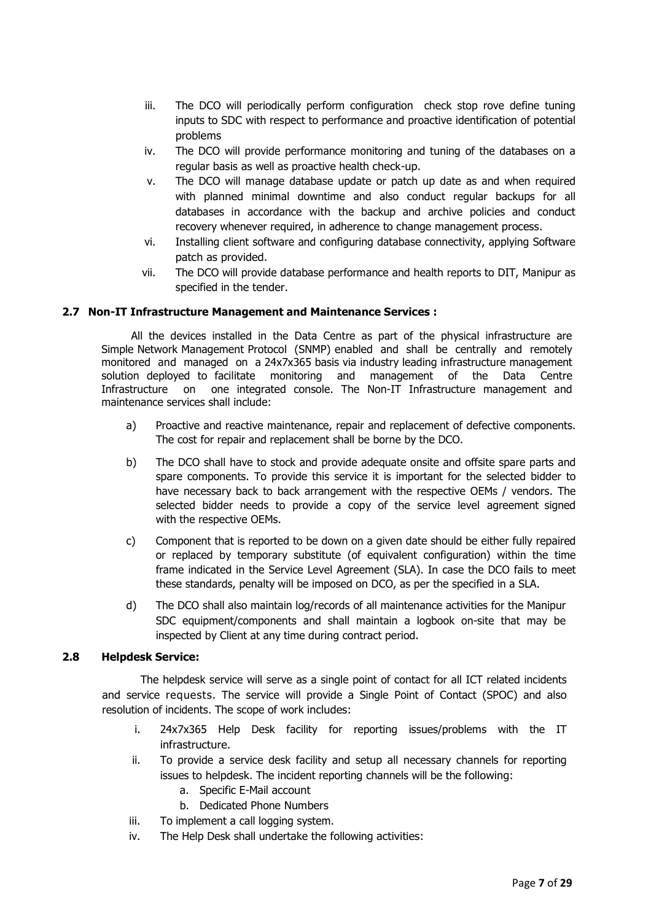iii. The DCO will periodically perform configuration check stop rove define tuning inputs to SDC with respect to performance and proactive identification of potential problems

iv. The DCO will provide performance monitoring and tuning of the databases on a regular basis as well as proactive health check-up.

v. The DCO will manage database update or patch up date as and when required with planned minimal downtime and also conduct regular backups for all databases in accordance with the backup and archive policies and conduct recovery whenever required, in adherence to change management process.

vi. Installing client software and configuring database connectivity, applying Software patch as provided.

vii. The DCO will provide database performance and health reports to DIT, Manipur as specified in the tender.

### 2.7 Non-IT Infrastructure Management and Maintenance Services :

All the devices installed in the Data Centre as part of the physical infrastructure are Simple Network Management Protocol (SNMP) enabled and shall be centrally and remotely monitored and managed on a 24x7x365 basis via industry leading infrastructure management solution deployed to facilitate monitoring and management of the Data Centre Infrastructure on one integrated console. The Non-IT Infrastructure management and maintenance services shall include:

a) Proactive and reactive maintenance, repair and replacement of defective components. The cost for repair and replacement shall be borne by the DCO.

b) The DCO shall have to stock and provide adequate onsite and offsite spare parts and spare components. To provide this service it is important for the selected bidder to have necessary back to back arrangement with the respective OEMs / vendors. The selected bidder needs to provide a copy of the service level agreement signed with the respective OEMs.

c) Component that is reported to be down on a given date should be either fully repaired or replaced by temporary substitute (of equivalent configuration) within the time frame indicated in the Service Level Agreement (SLA). In case the DCO fails to meet these standards, penalty will be imposed on DCO, as per the specified in a SLA.

d) The DCO shall also maintain log/records of all maintenance activities for the Manipur SDC equipment/components and shall maintain a logbook on-site that may be inspected by Client at any time during contract period.

### 2.8 Helpdesk Service:

The helpdesk service will serve as a single point of contact for all ICT related incidents and service requests. The service will provide a Single Point of Contact (SPOC) and also resolution of incidents. The scope of work includes:

i. 24x7x365 Help Desk facility for reporting issues/problems with the IT infrastructure.

ii. To provide a service desk facility and setup all necessary channels for reporting issues to helpdesk. The incident reporting channels will be the following:
   a. Specific E-Mail account
   b. Dedicated Phone Numbers

iii. To implement a call logging system.

iv. The Help Desk shall undertake the following activities: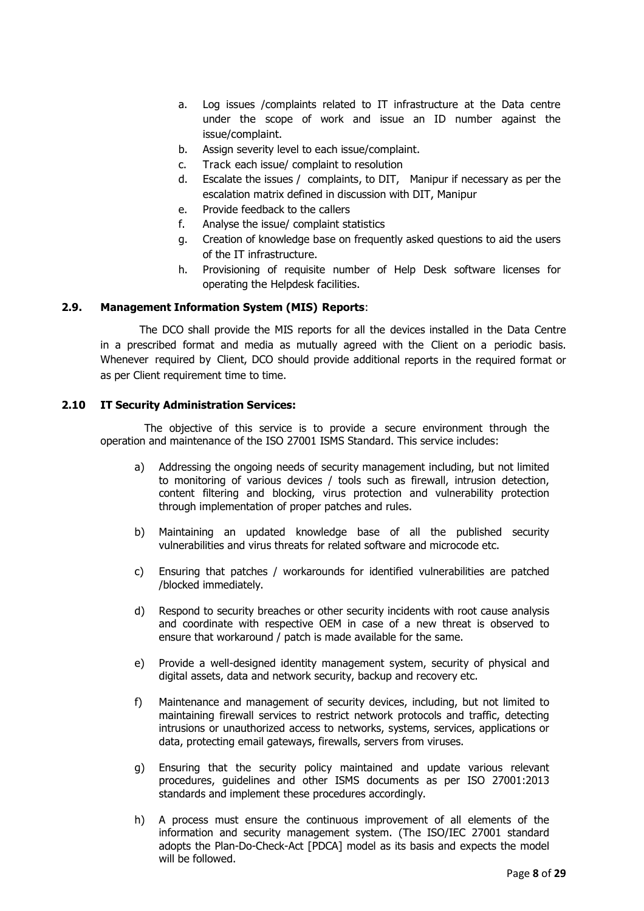a. Log issues /complaints related to IT infrastructure at the Data centre under the scope of work and issue an ID number against the issue/complaint.
b. Assign severity level to each issue/complaint.
c. Track each issue/ complaint to resolution
d. Escalate the issues / complaints, to DIT, Manipur if necessary as per the escalation matrix defined in discussion with DIT, Manipur
e. Provide feedback to the callers
f. Analyse the issue/ complaint statistics
g. Creation of knowledge base on frequently asked questions to aid the users of the IT infrastructure.
h. Provisioning of requisite number of Help Desk software licenses for operating the Helpdesk facilities.

### 2.9. Management Information System (MIS) Reports:

The DCO shall provide the MIS reports for all the devices installed in the Data Centre in a prescribed format and media as mutually agreed with the Client on a periodic basis. Whenever required by Client, DCO should provide additional reports in the required format or as per Client requirement time to time.

### 2.10 IT Security Administration Services:

The objective of this service is to provide a secure environment through the operation and maintenance of the ISO 27001 ISMS Standard. This service includes:

a) Addressing the ongoing needs of security management including, but not limited to monitoring of various devices / tools such as firewall, intrusion detection, content filtering and blocking, virus protection and vulnerability protection through implementation of proper patches and rules.

b) Maintaining an updated knowledge base of all the published security vulnerabilities and virus threats for related software and microcode etc.

c) Ensuring that patches / workarounds for identified vulnerabilities are patched /blocked immediately.

d) Respond to security breaches or other security incidents with root cause analysis and coordinate with respective OEM in case of a new threat is observed to ensure that workaround / patch is made available for the same.

e) Provide a well-designed identity management system, security of physical and digital assets, data and network security, backup and recovery etc.

f) Maintenance and management of security devices, including, but not limited to maintaining firewall services to restrict network protocols and traffic, detecting intrusions or unauthorized access to networks, systems, services, applications or data, protecting email gateways, firewalls, servers from viruses.

g) Ensuring that the security policy maintained and update various relevant procedures, guidelines and other ISMS documents as per ISO 27001:2013 standards and implement these procedures accordingly.

h) A process must ensure the continuous improvement of all elements of the information and security management system. (The ISO/IEC 27001 standard adopts the Plan-Do-Check-Act [PDCA] model as its basis and expects the model will be followed.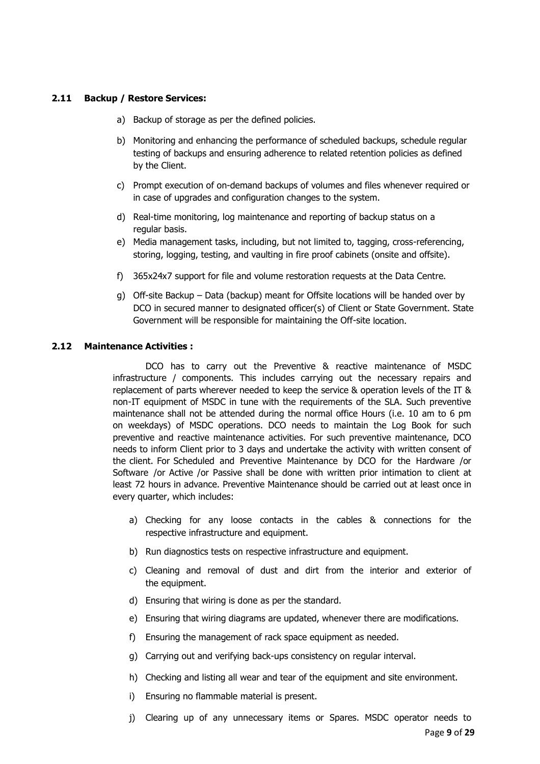### 2.11 Backup / Restore Services:

a) Backup of storage as per the defined policies.

b) Monitoring and enhancing the performance of scheduled backups, schedule regular testing of backups and ensuring adherence to related retention policies as defined by the Client.

c) Prompt execution of on-demand backups of volumes and files whenever required or in case of upgrades and configuration changes to the system.

d) Real-time monitoring, log maintenance and reporting of backup status on a regular basis.

e) Media management tasks, including, but not limited to, tagging, cross-referencing, storing, logging, testing, and vaulting in fire proof cabinets (onsite and offsite).

f) 365x24x7 support for file and volume restoration requests at the Data Centre.

g) Off-site Backup – Data (backup) meant for Offsite locations will be handed over by DCO in secured manner to designated officer(s) of Client or State Government. State Government will be responsible for maintaining the Off-site location.

### 2.12 Maintenance Activities :

DCO has to carry out the Preventive & reactive maintenance of MSDC infrastructure / components. This includes carrying out the necessary repairs and replacement of parts wherever needed to keep the service & operation levels of the IT & non-IT equipment of MSDC in tune with the requirements of the SLA. Such preventive maintenance shall not be attended during the normal office Hours (i.e. 10 am to 6 pm on weekdays) of MSDC operations. DCO needs to maintain the Log Book for such preventive and reactive maintenance activities. For such preventive maintenance, DCO needs to inform Client prior to 3 days and undertake the activity with written consent of the client. For Scheduled and Preventive Maintenance by DCO for the Hardware /or Software /or Active /or Passive shall be done with written prior intimation to client at least 72 hours in advance. Preventive Maintenance should be carried out at least once in every quarter, which includes:

a) Checking for any loose contacts in the cables & connections for the respective infrastructure and equipment.

b) Run diagnostics tests on respective infrastructure and equipment.

c) Cleaning and removal of dust and dirt from the interior and exterior of the equipment.

d) Ensuring that wiring is done as per the standard.

e) Ensuring that wiring diagrams are updated, whenever there are modifications.

f) Ensuring the management of rack space equipment as needed.

g) Carrying out and verifying back-ups consistency on regular interval.

h) Checking and listing all wear and tear of the equipment and site environment.

i) Ensuring no flammable material is present.

j) Clearing up of any unnecessary items or Spares. MSDC operator needs to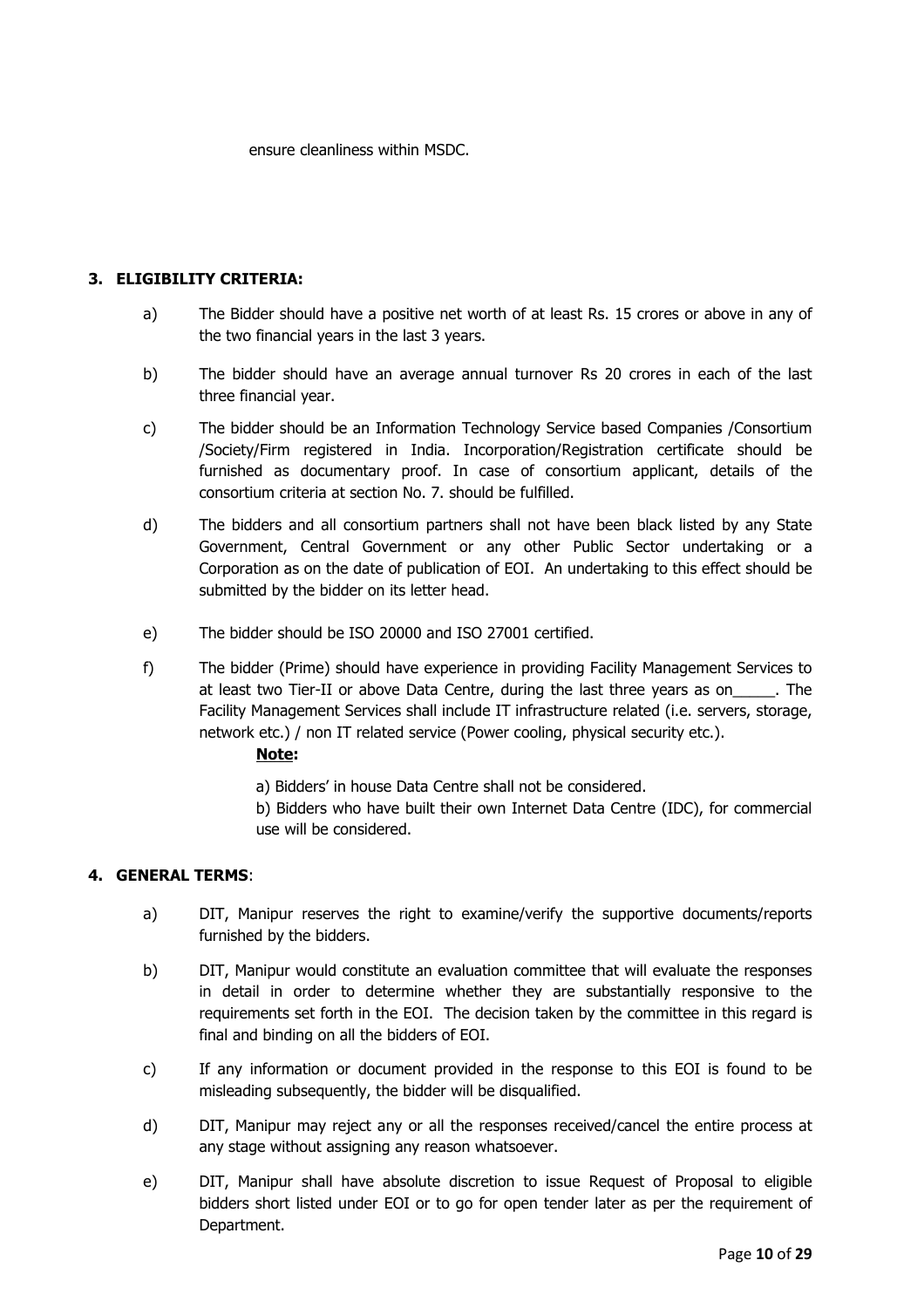ensure cleanliness within MSDC.

## 3. ELIGIBILITY CRITERIA:

a) The Bidder should have a positive net worth of at least Rs. 15 crores or above in any of the two financial years in the last 3 years.

b) The bidder should have an average annual turnover Rs 20 crores in each of the last three financial year.

c) The bidder should be an Information Technology Service based Companies /Consortium /Society/Firm registered in India. Incorporation/Registration certificate should be furnished as documentary proof. In case of consortium applicant, details of the consortium criteria at section No. 7. should be fulfilled.

d) The bidders and all consortium partners shall not have been black listed by any State Government, Central Government or any other Public Sector undertaking or a Corporation as on the date of publication of EOI. An undertaking to this effect should be submitted by the bidder on its letter head.

e) The bidder should be ISO 20000 and ISO 27001 certified.

f) The bidder (Prime) should have experience in providing Facility Management Services to at least two Tier-II or above Data Centre, during the last three years as on_____. The Facility Management Services shall include IT infrastructure related (i.e. servers, storage, network etc.) / non IT related service (Power cooling, physical security etc.).

**Note:**

a) Bidders' in house Data Centre shall not be considered.

b) Bidders who have built their own Internet Data Centre (IDC), for commercial use will be considered.

## 4. GENERAL TERMS:

a) DIT, Manipur reserves the right to examine/verify the supportive documents/reports furnished by the bidders.

b) DIT, Manipur would constitute an evaluation committee that will evaluate the responses in detail in order to determine whether they are substantially responsive to the requirements set forth in the EOI. The decision taken by the committee in this regard is final and binding on all the bidders of EOI.

c) If any information or document provided in the response to this EOI is found to be misleading subsequently, the bidder will be disqualified.

d) DIT, Manipur may reject any or all the responses received/cancel the entire process at any stage without assigning any reason whatsoever.

e) DIT, Manipur shall have absolute discretion to issue Request of Proposal to eligible bidders short listed under EOI or to go for open tender later as per the requirement of Department.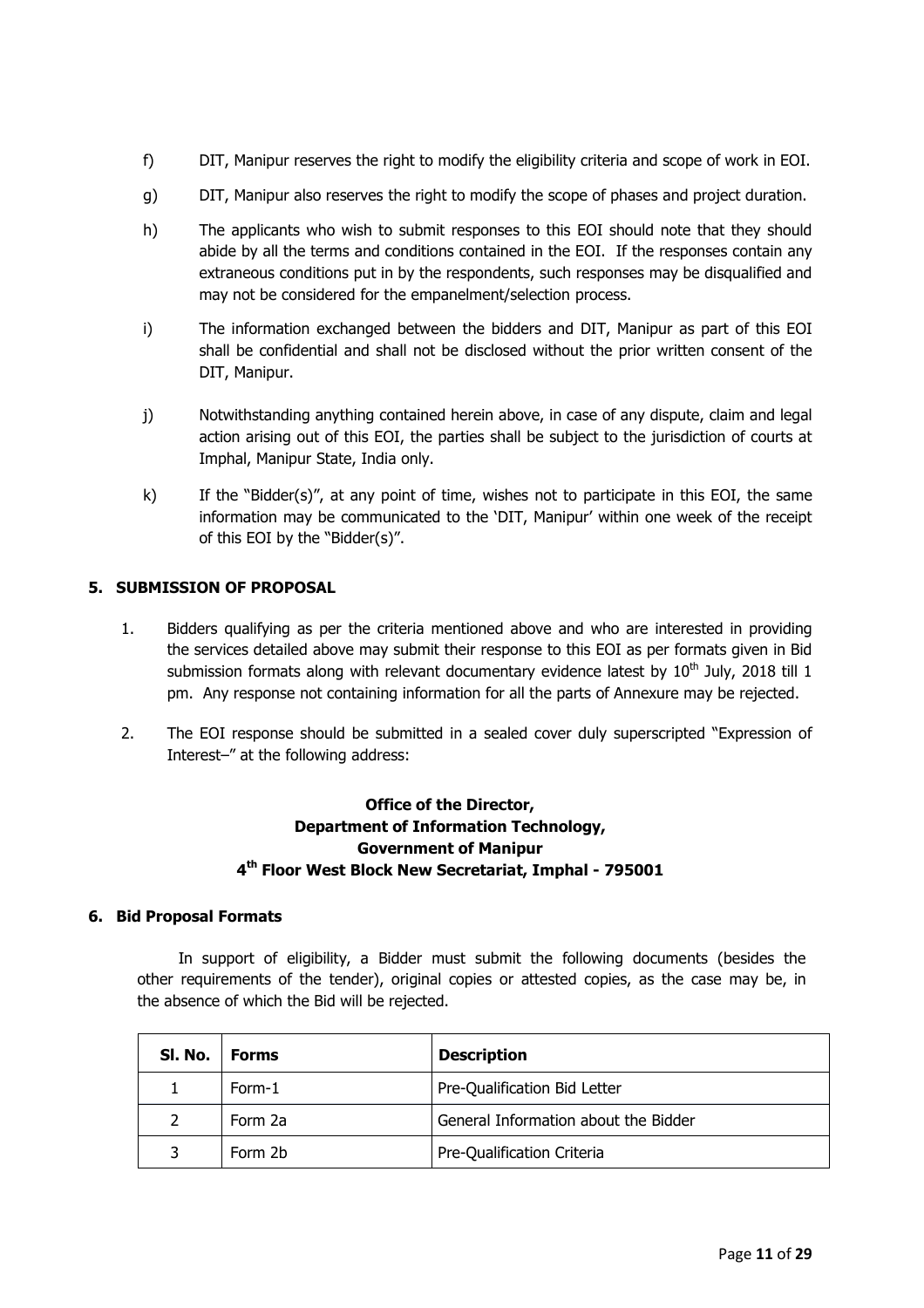f) DIT, Manipur reserves the right to modify the eligibility criteria and scope of work in EOI.

g) DIT, Manipur also reserves the right to modify the scope of phases and project duration.

h) The applicants who wish to submit responses to this EOI should note that they should abide by all the terms and conditions contained in the EOI. If the responses contain any extraneous conditions put in by the respondents, such responses may be disqualified and may not be considered for the empanelment/selection process.

i) The information exchanged between the bidders and DIT, Manipur as part of this EOI shall be confidential and shall not be disclosed without the prior written consent of the DIT, Manipur.

j) Notwithstanding anything contained herein above, in case of any dispute, claim and legal action arising out of this EOI, the parties shall be subject to the jurisdiction of courts at Imphal, Manipur State, India only.

k) If the "Bidder(s)", at any point of time, wishes not to participate in this EOI, the same information may be communicated to the 'DIT, Manipur' within one week of the receipt of this EOI by the "Bidder(s)".

## 5. SUBMISSION OF PROPOSAL

1. Bidders qualifying as per the criteria mentioned above and who are interested in providing the services detailed above may submit their response to this EOI as per formats given in Bid submission formats along with relevant documentary evidence latest by 10th July, 2018 till 1 pm. Any response not containing information for all the parts of Annexure may be rejected.

2. The EOI response should be submitted in a sealed cover duly superscripted "Expression of Interest–" at the following address:

**Office of the Director,**
**Department of Information Technology,**
**Government of Manipur**
**4th Floor West Block New Secretariat, Imphal - 795001**

## 6. Bid Proposal Formats

In support of eligibility, a Bidder must submit the following documents (besides the other requirements of the tender), original copies or attested copies, as the case may be, in the absence of which the Bid will be rejected.

| Sl. No. | Forms | Description |
|---|---|---|
| 1 | Form-1 | Pre-Qualification Bid Letter |
| 2 | Form 2a | General Information about the Bidder |
| 3 | Form 2b | Pre-Qualification Criteria |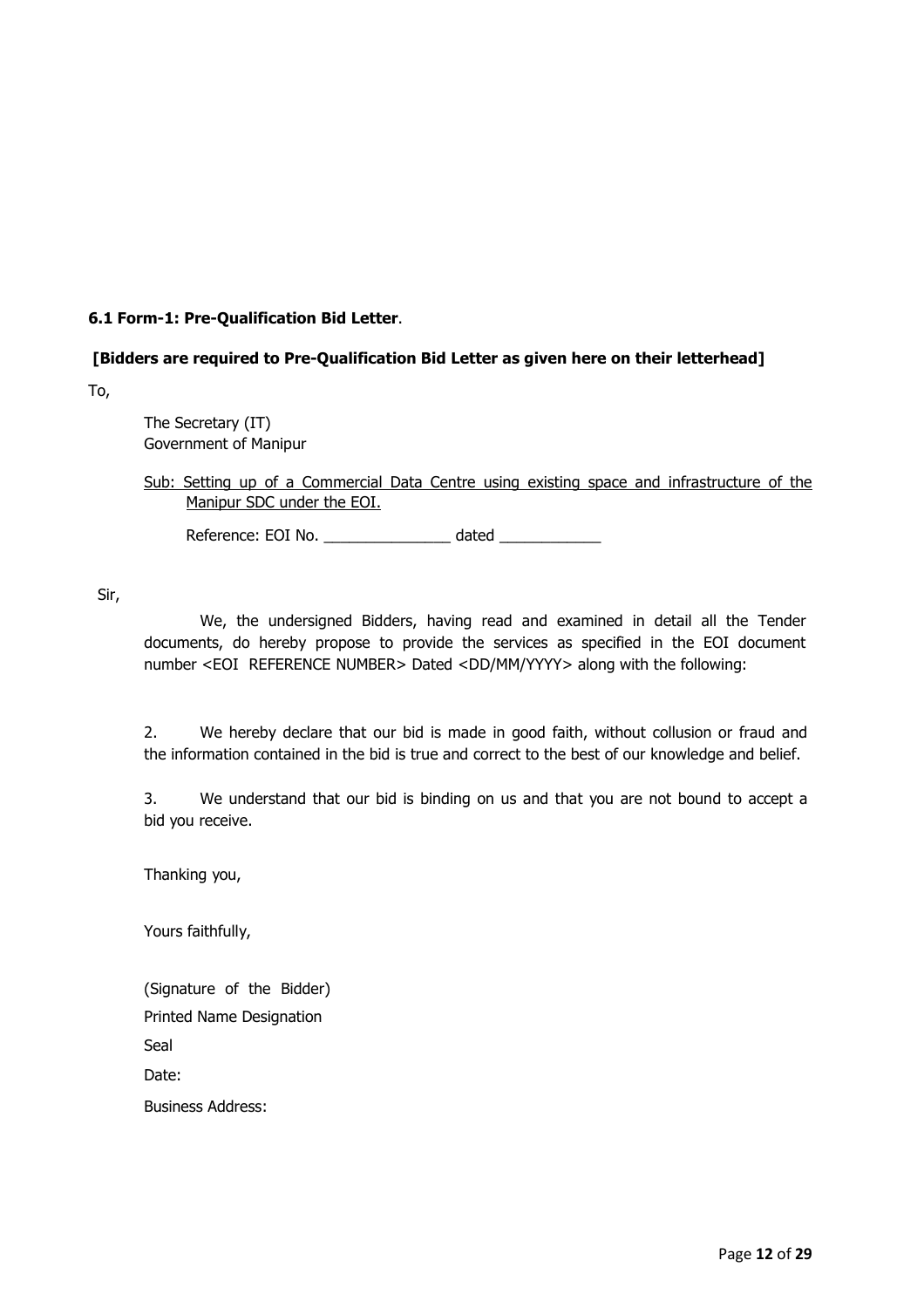**6.1 Form-1: Pre-Qualification Bid Letter**.

**[Bidders are required to Pre-Qualification Bid Letter as given here on their letterhead]**

To,

The Secretary (IT)
Government of Manipur

Sub: Setting up of a Commercial Data Centre using existing space and infrastructure of the Manipur SDC under the EOI.

Reference: EOI No. _______________ dated ____________

Sir,

We, the undersigned Bidders, having read and examined in detail all the Tender documents, do hereby propose to provide the services as specified in the EOI document number <EOI REFERENCE NUMBER> Dated <DD/MM/YYYY> along with the following:

2. We hereby declare that our bid is made in good faith, without collusion or fraud and the information contained in the bid is true and correct to the best of our knowledge and belief.

3. We understand that our bid is binding on us and that you are not bound to accept a bid you receive.

Thanking you,

Yours faithfully,

(Signature of the Bidder)

Printed Name Designation

Seal

Date:

Business Address: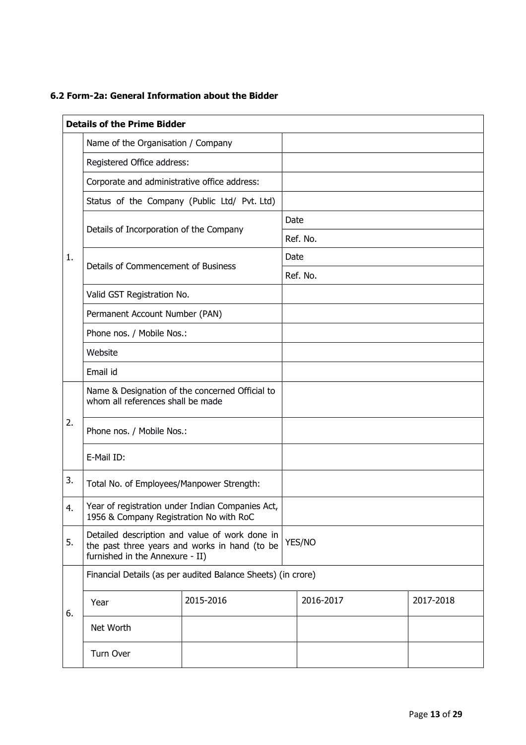### 6.2 Form-2a: General Information about the Bidder

| **Details of the Prime Bidder** | | | | |
|---|---|---|---|---|
| 1. | Name of the Organisation / Company | | | |
| | Registered Office address: | | | |
| | Corporate and administrative office address: | | | |
| | Status of the Company (Public Ltd/ Pvt. Ltd) | | | |
| | Details of Incorporation of the Company | Date | | |
| | | Ref. No. | | |
| | Details of Commencement of Business | Date | | |
| | | Ref. No. | | |
| | Valid GST Registration No. | | | |
| | Permanent Account Number (PAN) | | | |
| | Phone nos. / Mobile Nos.: | | | |
| | Website | | | |
| | Email id | | | |
| 2. | Name & Designation of the concerned Official to whom all references shall be made | | | |
| | Phone nos. / Mobile Nos.: | | | |
| | E-Mail ID: | | | |
| 3. | Total No. of Employees/Manpower Strength: | | | |
| 4. | Year of registration under Indian Companies Act, 1956 & Company Registration No with RoC | | | |
| 5. | Detailed description and value of work done in the past three years and works in hand (to be furnished in the Annexure - II) | YES/NO | | |
| 6. | Financial Details (as per audited Balance Sheets) (in crore) | | | |
| | Year | 2015-2016 | 2016-2017 | 2017-2018 |
| | Net Worth | | | |
| | Turn Over | | | |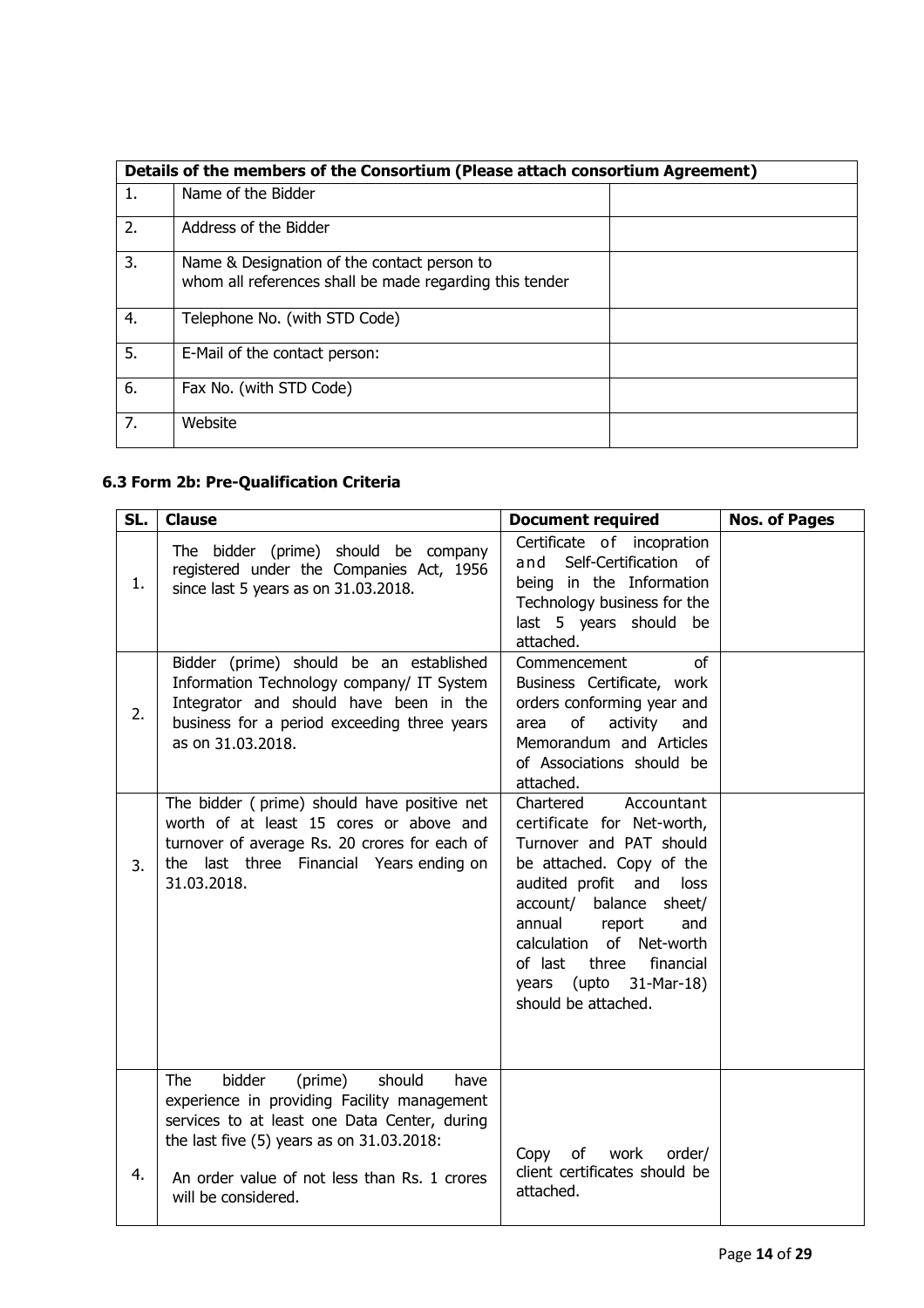| Details of the members of the Consortium (Please attach consortium Agreement) | | |
|---|---|---|
| 1. | Name of the Bidder | |
| 2. | Address of the Bidder | |
| 3. | Name & Designation of the contact person to whom all references shall be made regarding this tender | |
| 4. | Telephone No. (with STD Code) | |
| 5. | E-Mail of the contact person: | |
| 6. | Fax No. (with STD Code) | |
| 7. | Website | |

### 6.3 Form 2b: Pre-Qualification Criteria

| SL. | Clause | Document required | Nos. of Pages |
|---|---|---|---|
| 1. | The bidder (prime) should be company registered under the Companies Act, 1956 since last 5 years as on 31.03.2018. | Certificate of incopration and Self-Certification of being in the Information Technology business for the last 5 years should be attached. | |
| 2. | Bidder (prime) should be an established Information Technology company/ IT System Integrator and should have been in the business for a period exceeding three years as on 31.03.2018. | Commencement of Business Certificate, work orders conforming year and area of activity and Memorandum and Articles of Associations should be attached. | |
| 3. | The bidder ( prime) should have positive net worth of at least 15 cores or above and turnover of average Rs. 20 crores for each of the last three Financial Years ending on 31.03.2018. | Chartered Accountant certificate for Net-worth, Turnover and PAT should be attached. Copy of the audited profit and loss account/ balance sheet/ annual report and calculation of Net-worth of last three financial years (upto 31-Mar-18) should be attached. | |
| 4. | The bidder (prime) should have experience in providing Facility management services to at least one Data Center, during the last five (5) years as on 31.03.2018:<br><br>An order value of not less than Rs. 1 crores will be considered. | Copy of work order/ client certificates should be attached. | |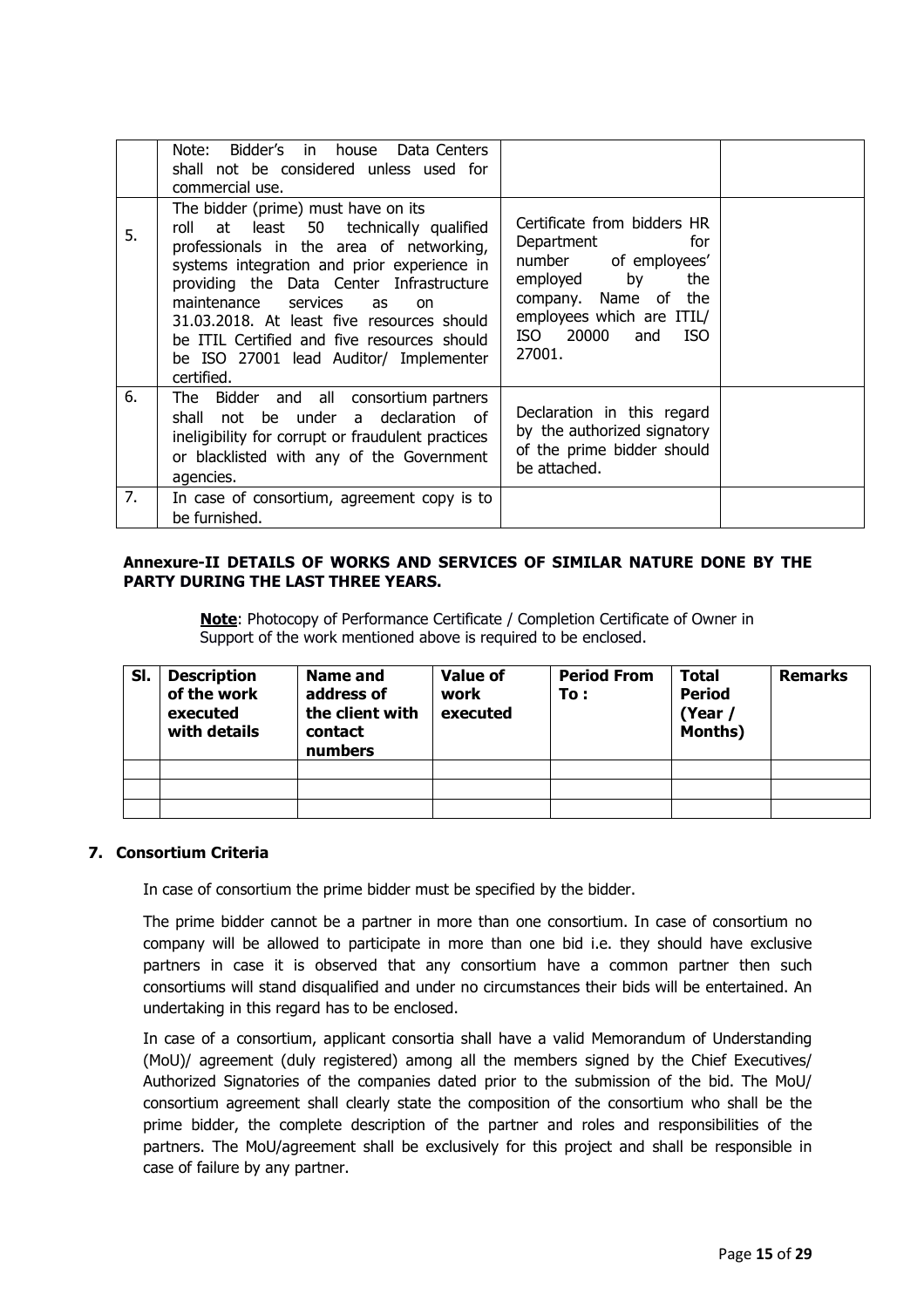|  | Note: Bidder's in house Data Centers shall not be considered unless used for commercial use. |  |  |
|---|---|---|---|
| 5. | The bidder (prime) must have on its roll at least 50 technically qualified professionals in the area of networking, systems integration and prior experience in providing the Data Center Infrastructure maintenance services as on 31.03.2018. At least five resources should be ITIL Certified and five resources should be ISO 27001 lead Auditor/ Implementer certified. | Certificate from bidders HR Department for number of employees' employed by the company. Name of the employees which are ITIL/ ISO 20000 and ISO 27001. |  |
| 6. | The Bidder and all consortium partners shall not be under a declaration of ineligibility for corrupt or fraudulent practices or blacklisted with any of the Government agencies. | Declaration in this regard by the authorized signatory of the prime bidder should be attached. |  |
| 7. | In case of consortium, agreement copy is to be furnished. |  |  |

**Annexure-II DETAILS OF WORKS AND SERVICES OF SIMILAR NATURE DONE BY THE PARTY DURING THE LAST THREE YEARS.**

**Note**: Photocopy of Performance Certificate / Completion Certificate of Owner in Support of the work mentioned above is required to be enclosed.

| Sl. | Description of the work executed with details | Name and address of the client with contact numbers | Value of work executed | Period From To : | Total Period (Year / Months) | Remarks |
|---|---|---|---|---|---|---|
|  |  |  |  |  |  |  |
|  |  |  |  |  |  |  |
|  |  |  |  |  |  |  |

## 7. Consortium Criteria

In case of consortium the prime bidder must be specified by the bidder.

The prime bidder cannot be a partner in more than one consortium. In case of consortium no company will be allowed to participate in more than one bid i.e. they should have exclusive partners in case it is observed that any consortium have a common partner then such consortiums will stand disqualified and under no circumstances their bids will be entertained. An undertaking in this regard has to be enclosed.

In case of a consortium, applicant consortia shall have a valid Memorandum of Understanding (MoU)/ agreement (duly registered) among all the members signed by the Chief Executives/ Authorized Signatories of the companies dated prior to the submission of the bid. The MoU/ consortium agreement shall clearly state the composition of the consortium who shall be the prime bidder, the complete description of the partner and roles and responsibilities of the partners. The MoU/agreement shall be exclusively for this project and shall be responsible in case of failure by any partner.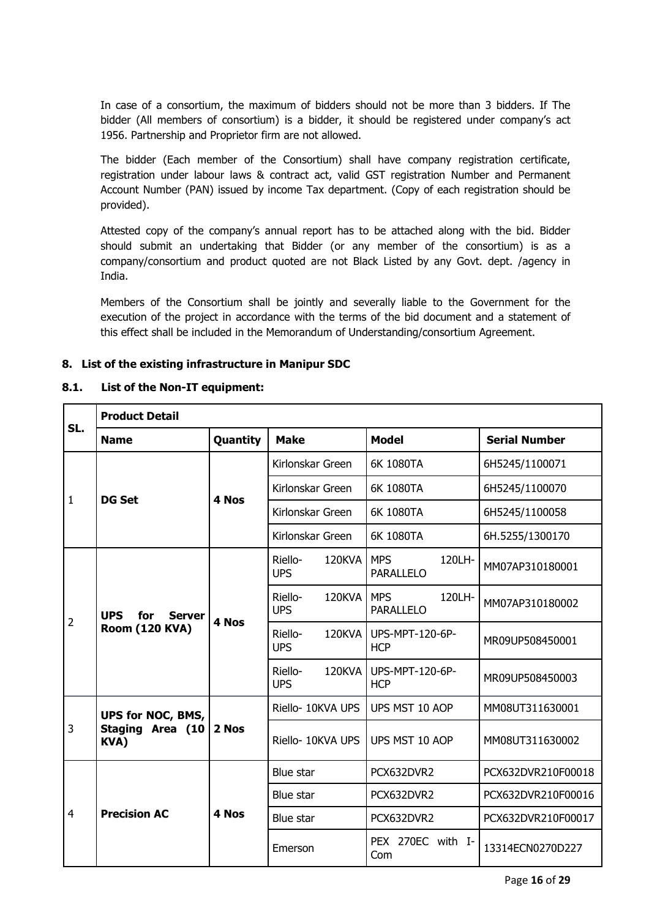In case of a consortium, the maximum of bidders should not be more than 3 bidders. If The bidder (All members of consortium) is a bidder, it should be registered under company's act 1956. Partnership and Proprietor firm are not allowed.

The bidder (Each member of the Consortium) shall have company registration certificate, registration under labour laws & contract act, valid GST registration Number and Permanent Account Number (PAN) issued by income Tax department. (Copy of each registration should be provided).

Attested copy of the company's annual report has to be attached along with the bid. Bidder should submit an undertaking that Bidder (or any member of the consortium) is as a company/consortium and product quoted are not Black Listed by any Govt. dept. /agency in India.

Members of the Consortium shall be jointly and severally liable to the Government for the execution of the project in accordance with the terms of the bid document and a statement of this effect shall be included in the Memorandum of Understanding/consortium Agreement.

## 8. List of the existing infrastructure in Manipur SDC

### 8.1. List of the Non-IT equipment:

| SL. | Product Detail | | | | |
|---|---|---|---|---|---|
| | **Name** | **Quantity** | **Make** | **Model** | **Serial Number** |
| 1 | **DG Set** | **4 Nos** | Kirlonskar Green | 6K 1080TA | 6H5245/1100071 |
| | | | Kirlonskar Green | 6K 1080TA | 6H5245/1100070 |
| | | | Kirlonskar Green | 6K 1080TA | 6H5245/1100058 |
| | | | Kirlonskar Green | 6K 1080TA | 6H.5255/1300170 |
| 2 | **UPS for Server Room (120 KVA)** | **4 Nos** | Riello- 120KVA UPS | MPS 120LH-PARALLELO | MM07AP310180001 |
| | | | Riello- 120KVA UPS | MPS 120LH-PARALLELO | MM07AP310180002 |
| | | | Riello- 120KVA UPS | UPS-MPT-120-6P-HCP | MR09UP508450001 |
| | | | Riello- 120KVA UPS | UPS-MPT-120-6P-HCP | MR09UP508450003 |
| 3 | **UPS for NOC, BMS, Staging Area (10 KVA)** | **2 Nos** | Riello- 10KVA UPS | UPS MST 10 AOP | MM08UT311630001 |
| | | | Riello- 10KVA UPS | UPS MST 10 AOP | MM08UT311630002 |
| 4 | **Precision AC** | **4 Nos** | Blue star | PCX632DVR2 | PCX632DVR210F00018 |
| | | | Blue star | PCX632DVR2 | PCX632DVR210F00016 |
| | | | Blue star | PCX632DVR2 | PCX632DVR210F00017 |
| | | | Emerson | PEX 270EC with I-Com | 13314ECN0270D227 |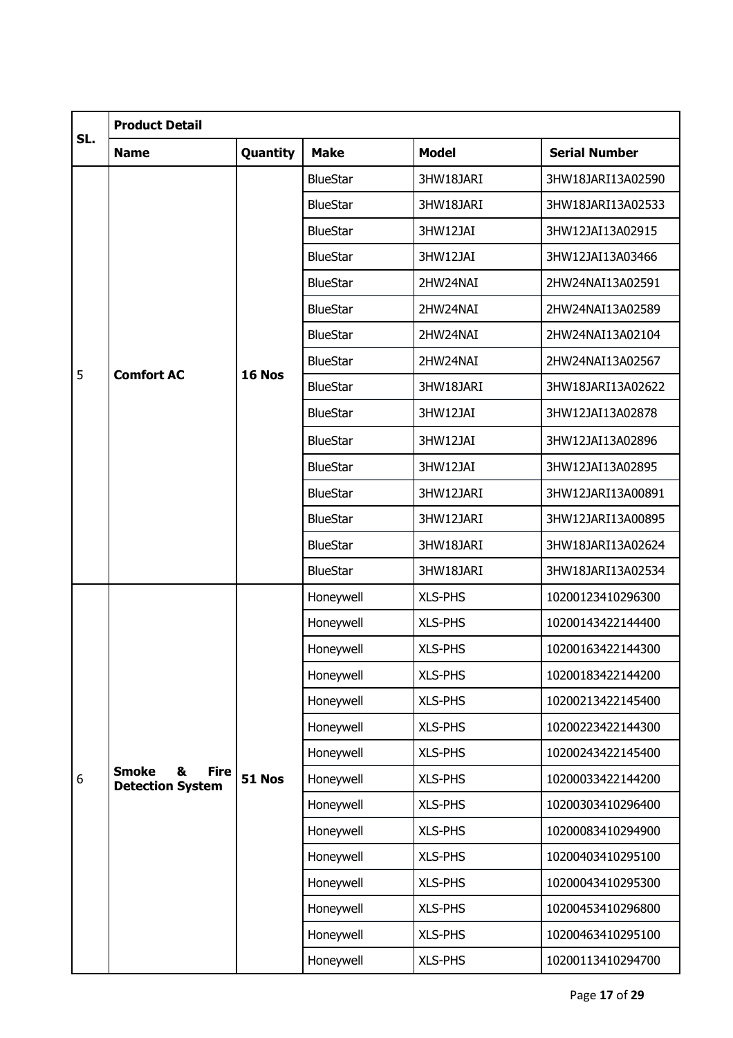| SL. | Product Detail | | | | |
|---|---|---|---|---|---|
| | **Name** | **Quantity** | **Make** | **Model** | **Serial Number** |
| 5 | **Comfort AC** | **16 Nos** | BlueStar | 3HW18JARI | 3HW18JARI13A02590 |
| | | | BlueStar | 3HW18JARI | 3HW18JARI13A02533 |
| | | | BlueStar | 3HW12JAI | 3HW12JAI13A02915 |
| | | | BlueStar | 3HW12JAI | 3HW12JAI13A03466 |
| | | | BlueStar | 2HW24NAI | 2HW24NAI13A02591 |
| | | | BlueStar | 2HW24NAI | 2HW24NAI13A02589 |
| | | | BlueStar | 2HW24NAI | 2HW24NAI13A02104 |
| | | | BlueStar | 2HW24NAI | 2HW24NAI13A02567 |
| | | | BlueStar | 3HW18JARI | 3HW18JARI13A02622 |
| | | | BlueStar | 3HW12JAI | 3HW12JAI13A02878 |
| | | | BlueStar | 3HW12JAI | 3HW12JAI13A02896 |
| | | | BlueStar | 3HW12JAI | 3HW12JAI13A02895 |
| | | | BlueStar | 3HW12JARI | 3HW12JARI13A00891 |
| | | | BlueStar | 3HW12JARI | 3HW12JARI13A00895 |
| | | | BlueStar | 3HW18JARI | 3HW18JARI13A02624 |
| | | | BlueStar | 3HW18JARI | 3HW18JARI13A02534 |
| 6 | **Smoke & Fire Detection System** | **51 Nos** | Honeywell | XLS-PHS | 10200123410296300 |
| | | | Honeywell | XLS-PHS | 10200143422144400 |
| | | | Honeywell | XLS-PHS | 10200163422144300 |
| | | | Honeywell | XLS-PHS | 10200183422144200 |
| | | | Honeywell | XLS-PHS | 10200213422145400 |
| | | | Honeywell | XLS-PHS | 10200223422144300 |
| | | | Honeywell | XLS-PHS | 10200243422145400 |
| | | | Honeywell | XLS-PHS | 10200033422144200 |
| | | | Honeywell | XLS-PHS | 10200303410296400 |
| | | | Honeywell | XLS-PHS | 10200083410294900 |
| | | | Honeywell | XLS-PHS | 10200403410295100 |
| | | | Honeywell | XLS-PHS | 10200043410295300 |
| | | | Honeywell | XLS-PHS | 10200453410296800 |
| | | | Honeywell | XLS-PHS | 10200463410295100 |
| | | | Honeywell | XLS-PHS | 10200113410294700 |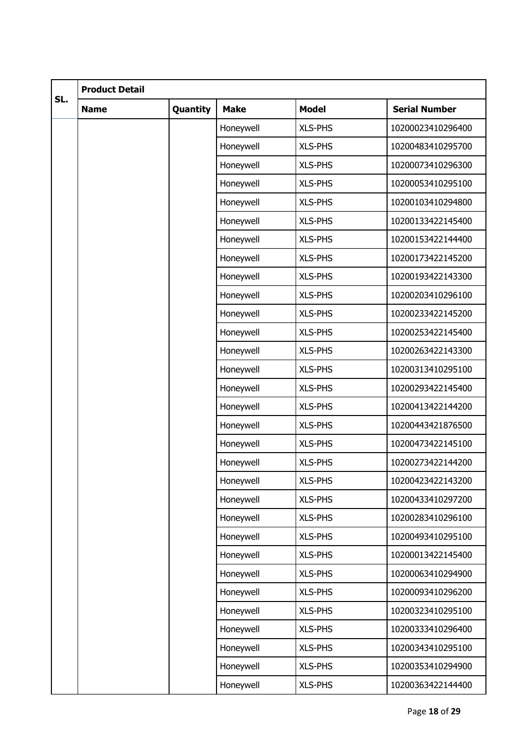| SL. | Product Detail | | | | |
|---|---|---|---|---|---|
| | Name | Quantity | Make | Model | Serial Number |
| | | | Honeywell | XLS-PHS | 10200023410296400 |
| | | | Honeywell | XLS-PHS | 10200483410295700 |
| | | | Honeywell | XLS-PHS | 10200073410296300 |
| | | | Honeywell | XLS-PHS | 10200053410295100 |
| | | | Honeywell | XLS-PHS | 10200103410294800 |
| | | | Honeywell | XLS-PHS | 10200133422145400 |
| | | | Honeywell | XLS-PHS | 10200153422144400 |
| | | | Honeywell | XLS-PHS | 10200173422145200 |
| | | | Honeywell | XLS-PHS | 10200193422143300 |
| | | | Honeywell | XLS-PHS | 10200203410296100 |
| | | | Honeywell | XLS-PHS | 10200233422145200 |
| | | | Honeywell | XLS-PHS | 10200253422145400 |
| | | | Honeywell | XLS-PHS | 10200263422143300 |
| | | | Honeywell | XLS-PHS | 10200313410295100 |
| | | | Honeywell | XLS-PHS | 10200293422145400 |
| | | | Honeywell | XLS-PHS | 10200413422144200 |
| | | | Honeywell | XLS-PHS | 10200443421876500 |
| | | | Honeywell | XLS-PHS | 10200473422145100 |
| | | | Honeywell | XLS-PHS | 10200273422144200 |
| | | | Honeywell | XLS-PHS | 10200423422143200 |
| | | | Honeywell | XLS-PHS | 10200433410297200 |
| | | | Honeywell | XLS-PHS | 10200283410296100 |
| | | | Honeywell | XLS-PHS | 10200493410295100 |
| | | | Honeywell | XLS-PHS | 10200013422145400 |
| | | | Honeywell | XLS-PHS | 10200063410294900 |
| | | | Honeywell | XLS-PHS | 10200093410296200 |
| | | | Honeywell | XLS-PHS | 10200323410295100 |
| | | | Honeywell | XLS-PHS | 10200333410296400 |
| | | | Honeywell | XLS-PHS | 10200343410295100 |
| | | | Honeywell | XLS-PHS | 10200353410294900 |
| | | | Honeywell | XLS-PHS | 10200363422144400 |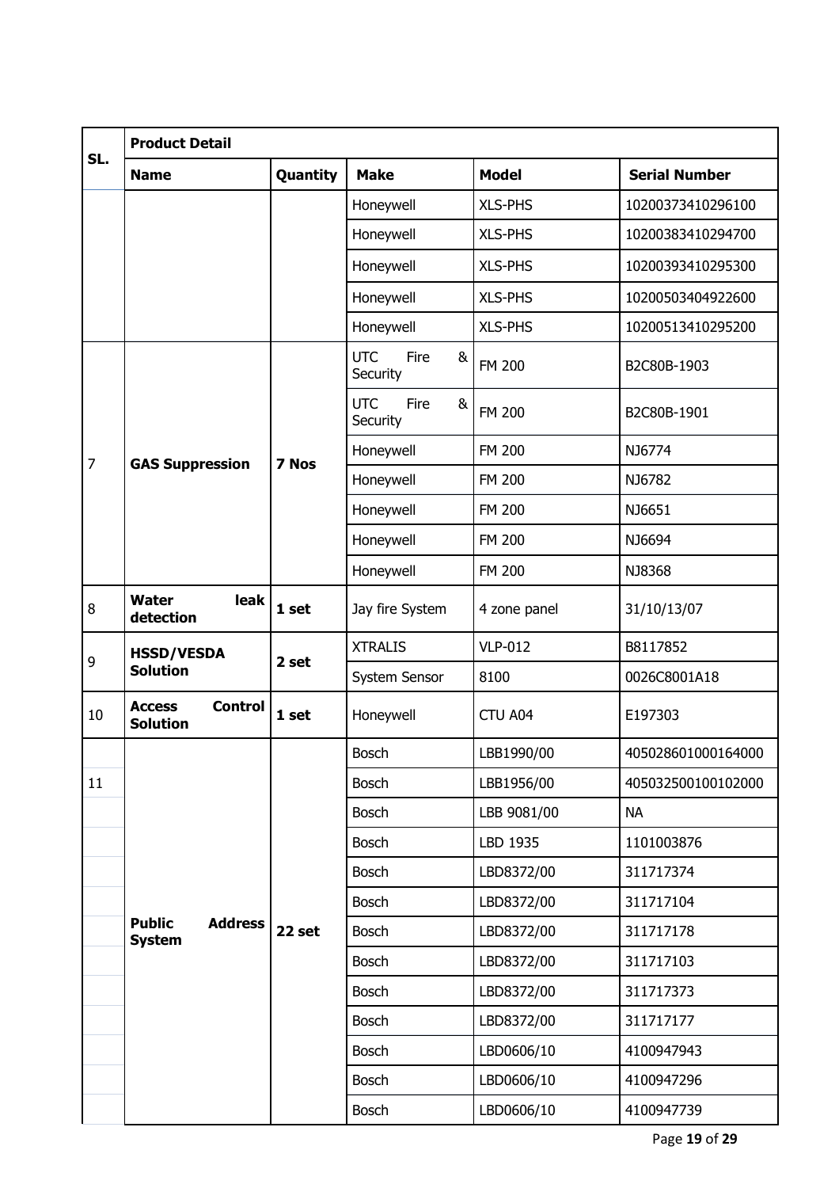| SL. | Product Detail | | | | |
|---|---|---|---|---|---|
| | **Name** | **Quantity** | **Make** | **Model** | **Serial Number** |
| | | | Honeywell | XLS-PHS | 10200373410296100 |
| | | | Honeywell | XLS-PHS | 10200383410294700 |
| | | | Honeywell | XLS-PHS | 10200393410295300 |
| | | | Honeywell | XLS-PHS | 10200503404922600 |
| | | | Honeywell | XLS-PHS | 10200513410295200 |
| 7 | **GAS Suppression** | **7 Nos** | UTC Fire & Security | FM 200 | B2C80B-1903 |
| | | | UTC Fire & Security | FM 200 | B2C80B-1901 |
| | | | Honeywell | FM 200 | NJ6774 |
| | | | Honeywell | FM 200 | NJ6782 |
| | | | Honeywell | FM 200 | NJ6651 |
| | | | Honeywell | FM 200 | NJ6694 |
| | | | Honeywell | FM 200 | NJ8368 |
| 8 | **Water leak detection** | **1 set** | Jay fire System | 4 zone panel | 31/10/13/07 |
| 9 | **HSSD/VESDA Solution** | **2 set** | XTRALIS | VLP-012 | B8117852 |
| | | | System Sensor | 8100 | 0026C8001A18 |
| 10 | **Access Control Solution** | **1 set** | Honeywell | CTU A04 | E197303 |
| 11 | **Public Address System** | **22 set** | Bosch | LBB1990/00 | 405028601000164000 |
| | | | Bosch | LBB1956/00 | 405032500100102000 |
| | | | Bosch | LBB 9081/00 | NA |
| | | | Bosch | LBD 1935 | 1101003876 |
| | | | Bosch | LBD8372/00 | 311717374 |
| | | | Bosch | LBD8372/00 | 311717104 |
| | | | Bosch | LBD8372/00 | 311717178 |
| | | | Bosch | LBD8372/00 | 311717103 |
| | | | Bosch | LBD8372/00 | 311717373 |
| | | | Bosch | LBD8372/00 | 311717177 |
| | | | Bosch | LBD0606/10 | 4100947943 |
| | | | Bosch | LBD0606/10 | 4100947296 |
| | | | Bosch | LBD0606/10 | 4100947739 |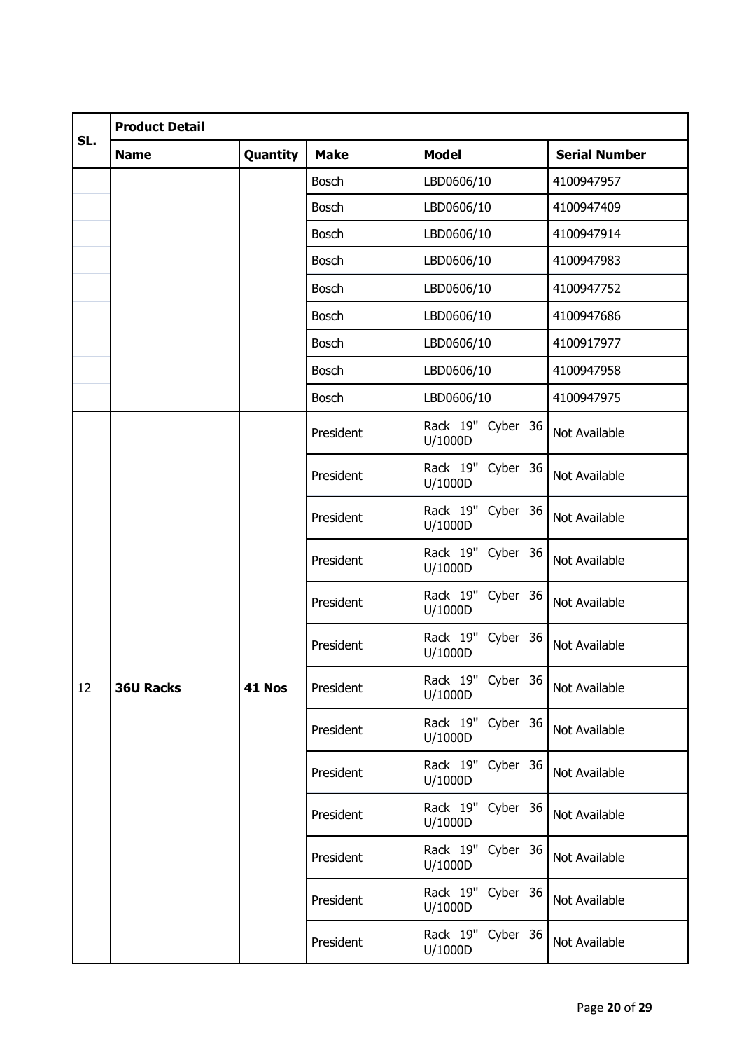<table>
<thead>
<tr><th rowspan="2">SL.</th><th colspan="5">Product Detail</th></tr>
<tr><th>Name</th><th>Quantity</th><th>Make</th><th>Model</th><th>Serial Number</th></tr>
</thead>
<tbody>
<tr><td></td><td></td><td></td><td>Bosch</td><td>LBD0606/10</td><td>4100947957</td></tr>
<tr><td></td><td></td><td></td><td>Bosch</td><td>LBD0606/10</td><td>4100947409</td></tr>
<tr><td></td><td></td><td></td><td>Bosch</td><td>LBD0606/10</td><td>4100947914</td></tr>
<tr><td></td><td></td><td></td><td>Bosch</td><td>LBD0606/10</td><td>4100947983</td></tr>
<tr><td></td><td></td><td></td><td>Bosch</td><td>LBD0606/10</td><td>4100947752</td></tr>
<tr><td></td><td></td><td></td><td>Bosch</td><td>LBD0606/10</td><td>4100947686</td></tr>
<tr><td></td><td></td><td></td><td>Bosch</td><td>LBD0606/10</td><td>4100917977</td></tr>
<tr><td></td><td></td><td></td><td>Bosch</td><td>LBD0606/10</td><td>4100947958</td></tr>
<tr><td></td><td></td><td></td><td>Bosch</td><td>LBD0606/10</td><td>4100947975</td></tr>
<tr><td rowspan="13">12</td><td rowspan="13"><b>36U Racks</b></td><td rowspan="13"><b>41 Nos</b></td><td>President</td><td>Rack 19" Cyber 36 U/1000D</td><td>Not Available</td></tr>
<tr><td>President</td><td>Rack 19" Cyber 36 U/1000D</td><td>Not Available</td></tr>
<tr><td>President</td><td>Rack 19" Cyber 36 U/1000D</td><td>Not Available</td></tr>
<tr><td>President</td><td>Rack 19" Cyber 36 U/1000D</td><td>Not Available</td></tr>
<tr><td>President</td><td>Rack 19" Cyber 36 U/1000D</td><td>Not Available</td></tr>
<tr><td>President</td><td>Rack 19" Cyber 36 U/1000D</td><td>Not Available</td></tr>
<tr><td>President</td><td>Rack 19" Cyber 36 U/1000D</td><td>Not Available</td></tr>
<tr><td>President</td><td>Rack 19" Cyber 36 U/1000D</td><td>Not Available</td></tr>
<tr><td>President</td><td>Rack 19" Cyber 36 U/1000D</td><td>Not Available</td></tr>
<tr><td>President</td><td>Rack 19" Cyber 36 U/1000D</td><td>Not Available</td></tr>
<tr><td>President</td><td>Rack 19" Cyber 36 U/1000D</td><td>Not Available</td></tr>
<tr><td>President</td><td>Rack 19" Cyber 36 U/1000D</td><td>Not Available</td></tr>
<tr><td>President</td><td>Rack 19" Cyber 36 U/1000D</td><td>Not Available</td></tr>
</tbody>
</table>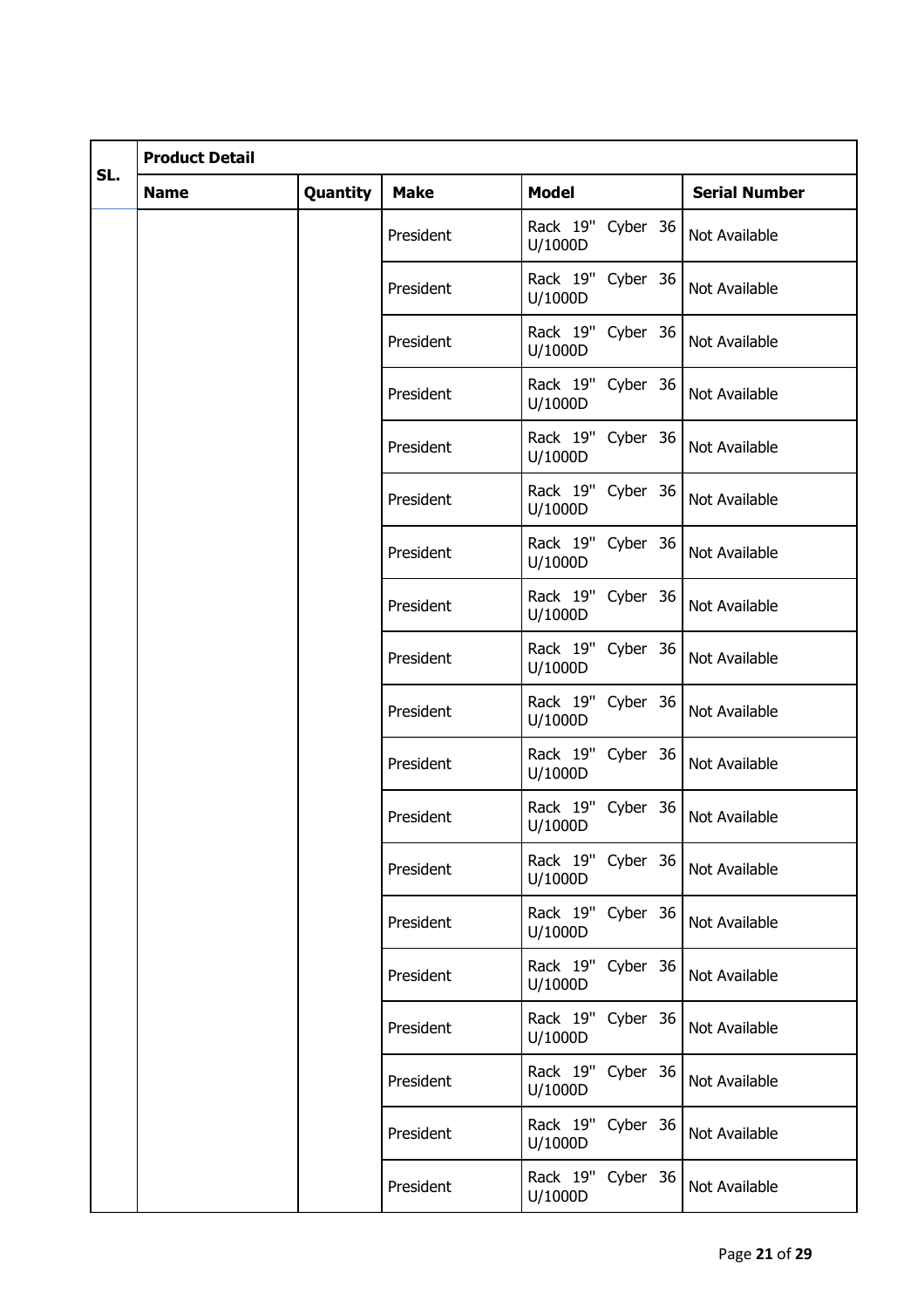| SL. | Product Detail | | | | |
|---|---|---|---|---|---|
| | Name | Quantity | Make | Model | Serial Number |
| | | | President | Rack 19" Cyber 36 U/1000D | Not Available |
| | | | President | Rack 19" Cyber 36 U/1000D | Not Available |
| | | | President | Rack 19" Cyber 36 U/1000D | Not Available |
| | | | President | Rack 19" Cyber 36 U/1000D | Not Available |
| | | | President | Rack 19" Cyber 36 U/1000D | Not Available |
| | | | President | Rack 19" Cyber 36 U/1000D | Not Available |
| | | | President | Rack 19" Cyber 36 U/1000D | Not Available |
| | | | President | Rack 19" Cyber 36 U/1000D | Not Available |
| | | | President | Rack 19" Cyber 36 U/1000D | Not Available |
| | | | President | Rack 19" Cyber 36 U/1000D | Not Available |
| | | | President | Rack 19" Cyber 36 U/1000D | Not Available |
| | | | President | Rack 19" Cyber 36 U/1000D | Not Available |
| | | | President | Rack 19" Cyber 36 U/1000D | Not Available |
| | | | President | Rack 19" Cyber 36 U/1000D | Not Available |
| | | | President | Rack 19" Cyber 36 U/1000D | Not Available |
| | | | President | Rack 19" Cyber 36 U/1000D | Not Available |
| | | | President | Rack 19" Cyber 36 U/1000D | Not Available |
| | | | President | Rack 19" Cyber 36 U/1000D | Not Available |
| | | | President | Rack 19" Cyber 36 U/1000D | Not Available |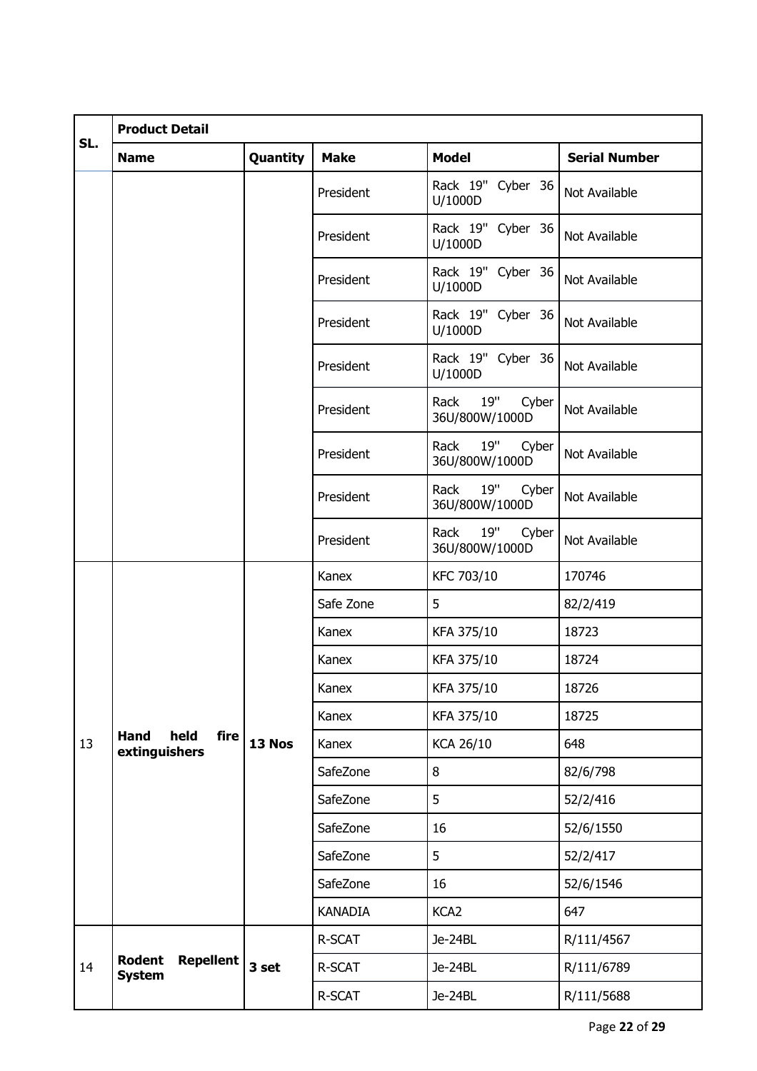| SL. | Product Detail | | | | |
|---|---|---|---|---|---|
| | **Name** | **Quantity** | **Make** | **Model** | **Serial Number** |
| | | | President | Rack 19" Cyber 36 U/1000D | Not Available |
| | | | President | Rack 19" Cyber 36 U/1000D | Not Available |
| | | | President | Rack 19" Cyber 36 U/1000D | Not Available |
| | | | President | Rack 19" Cyber 36 U/1000D | Not Available |
| | | | President | Rack 19" Cyber 36 U/1000D | Not Available |
| | | | President | Rack 19" Cyber 36U/800W/1000D | Not Available |
| | | | President | Rack 19" Cyber 36U/800W/1000D | Not Available |
| | | | President | Rack 19" Cyber 36U/800W/1000D | Not Available |
| | | | President | Rack 19" Cyber 36U/800W/1000D | Not Available |
| 13 | **Hand held fire extinguishers** | **13 Nos** | Kanex | KFC 703/10 | 170746 |
| | | | Safe Zone | 5 | 82/2/419 |
| | | | Kanex | KFA 375/10 | 18723 |
| | | | Kanex | KFA 375/10 | 18724 |
| | | | Kanex | KFA 375/10 | 18726 |
| | | | Kanex | KFA 375/10 | 18725 |
| | | | Kanex | KCA 26/10 | 648 |
| | | | SafeZone | 8 | 82/6/798 |
| | | | SafeZone | 5 | 52/2/416 |
| | | | SafeZone | 16 | 52/6/1550 |
| | | | SafeZone | 5 | 52/2/417 |
| | | | SafeZone | 16 | 52/6/1546 |
| | | | KANADIA | KCA2 | 647 |
| 14 | **Rodent Repellent System** | **3 set** | R-SCAT | Je-24BL | R/111/4567 |
| | | | R-SCAT | Je-24BL | R/111/6789 |
| | | | R-SCAT | Je-24BL | R/111/5688 |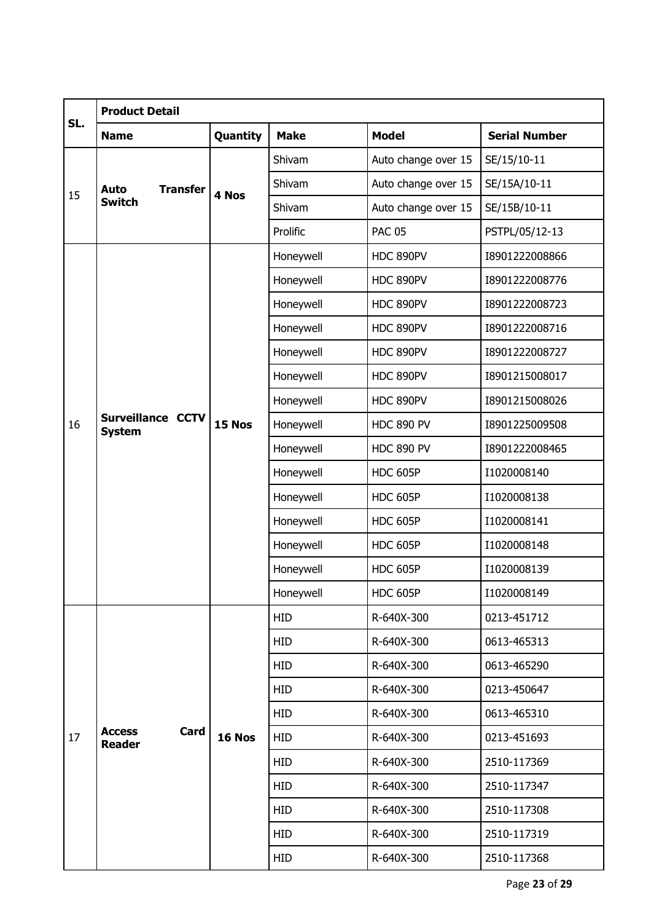| SL. | Product Detail | | | | |
|---|---|---|---|---|---|
| | **Name** | **Quantity** | **Make** | **Model** | **Serial Number** |
| 15 | **Auto Transfer Switch** | **4 Nos** | Shivam | Auto change over 15 | SE/15/10-11 |
| | | | Shivam | Auto change over 15 | SE/15A/10-11 |
| | | | Shivam | Auto change over 15 | SE/15B/10-11 |
| | | | Prolific | PAC 05 | PSTPL/05/12-13 |
| 16 | **Surveillance CCTV System** | **15 Nos** | Honeywell | HDC 890PV | I8901222008866 |
| | | | Honeywell | HDC 890PV | I8901222008776 |
| | | | Honeywell | HDC 890PV | I8901222008723 |
| | | | Honeywell | HDC 890PV | I8901222008716 |
| | | | Honeywell | HDC 890PV | I8901222008727 |
| | | | Honeywell | HDC 890PV | I8901215008017 |
| | | | Honeywell | HDC 890PV | I8901215008026 |
| | | | Honeywell | HDC 890 PV | I8901225009508 |
| | | | Honeywell | HDC 890 PV | I8901222008465 |
| | | | Honeywell | HDC 605P | I1020008140 |
| | | | Honeywell | HDC 605P | I1020008138 |
| | | | Honeywell | HDC 605P | I1020008141 |
| | | | Honeywell | HDC 605P | I1020008148 |
| | | | Honeywell | HDC 605P | I1020008139 |
| | | | Honeywell | HDC 605P | I1020008149 |
| 17 | **Access Card Reader** | **16 Nos** | HID | R-640X-300 | 0213-451712 |
| | | | HID | R-640X-300 | 0613-465313 |
| | | | HID | R-640X-300 | 0613-465290 |
| | | | HID | R-640X-300 | 0213-450647 |
| | | | HID | R-640X-300 | 0613-465310 |
| | | | HID | R-640X-300 | 0213-451693 |
| | | | HID | R-640X-300 | 2510-117369 |
| | | | HID | R-640X-300 | 2510-117347 |
| | | | HID | R-640X-300 | 2510-117308 |
| | | | HID | R-640X-300 | 2510-117319 |
| | | | HID | R-640X-300 | 2510-117368 |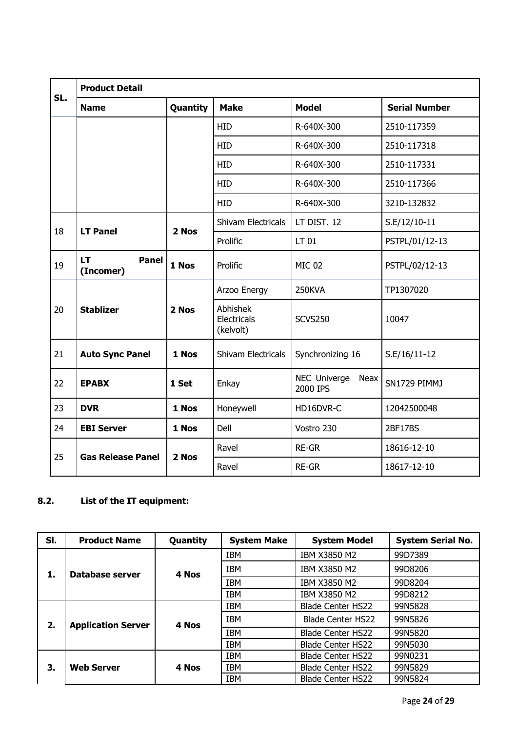| SL. | Product Detail | | | | |
|---|---|---|---|---|---|
| | **Name** | **Quantity** | **Make** | **Model** | **Serial Number** |
| | | | HID | R-640X-300 | 2510-117359 |
| | | | HID | R-640X-300 | 2510-117318 |
| | | | HID | R-640X-300 | 2510-117331 |
| | | | HID | R-640X-300 | 2510-117366 |
| | | | HID | R-640X-300 | 3210-132832 |
| 18 | **LT Panel** | **2 Nos** | Shivam Electricals | LT DIST. 12 | S.E/12/10-11 |
| | | | Prolific | LT 01 | PSTPL/01/12-13 |
| 19 | **LT Panel (Incomer)** | **1 Nos** | Prolific | MIC 02 | PSTPL/02/12-13 |
| 20 | **Stablizer** | **2 Nos** | Arzoo Energy | 250KVA | TP1307020 |
| | | | Abhishek Electricals (kelvolt) | SCVS250 | 10047 |
| 21 | **Auto Sync Panel** | **1 Nos** | Shivam Electricals | Synchronizing 16 | S.E/16/11-12 |
| 22 | **EPABX** | **1 Set** | Enkay | NEC Univerge Neax 2000 IPS | SN1729 PIMMJ |
| 23 | **DVR** | **1 Nos** | Honeywell | HD16DVR-C | 12042500048 |
| 24 | **EBI Server** | **1 Nos** | Dell | Vostro 230 | 2BF17BS |
| 25 | **Gas Release Panel** | **2 Nos** | Ravel | RE-GR | 18616-12-10 |
| | | | Ravel | RE-GR | 18617-12-10 |

## 8.2. List of the IT equipment:

| Sl. | Product Name | Quantity | System Make | System Model | System Serial No. |
|---|---|---|---|---|---|
| **1.** | **Database server** | **4 Nos** | IBM | IBM X3850 M2 | 99D7389 |
| | | | IBM | IBM X3850 M2 | 99D8206 |
| | | | IBM | IBM X3850 M2 | 99D8204 |
| | | | IBM | IBM X3850 M2 | 99D8212 |
| **2.** | **Application Server** | **4 Nos** | IBM | Blade Center HS22 | 99N5828 |
| | | | IBM | Blade Center HS22 | 99N5826 |
| | | | IBM | Blade Center HS22 | 99N5820 |
| | | | IBM | Blade Center HS22 | 99N5030 |
| **3.** | **Web Server** | **4 Nos** | IBM | Blade Center HS22 | 99N0231 |
| | | | IBM | Blade Center HS22 | 99N5829 |
| | | | IBM | Blade Center HS22 | 99N5824 |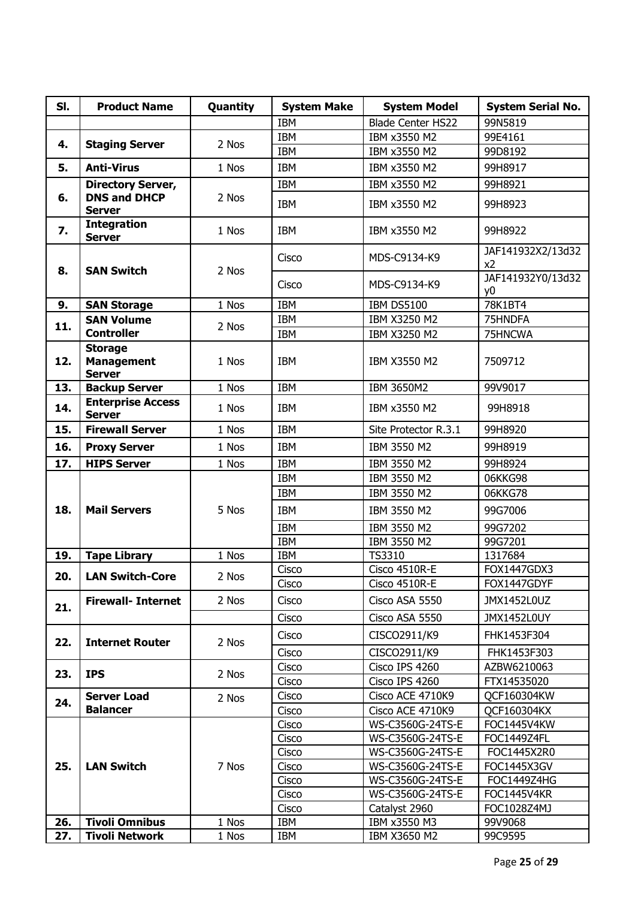| Sl. | Product Name | Quantity | System Make | System Model | System Serial No. |
|---|---|---|---|---|---|
| | | | IBM | Blade Center HS22 | 99N5819 |
| **4.** | **Staging Server** | 2 Nos | IBM | IBM x3550 M2 | 99E4161 |
| | | | IBM | IBM x3550 M2 | 99D8192 |
| **5.** | **Anti-Virus** | 1 Nos | IBM | IBM x3550 M2 | 99H8917 |
| **6.** | **Directory Server, DNS and DHCP Server** | 2 Nos | IBM | IBM x3550 M2 | 99H8921 |
| | | | IBM | IBM x3550 M2 | 99H8923 |
| **7.** | **Integration Server** | 1 Nos | IBM | IBM x3550 M2 | 99H8922 |
| **8.** | **SAN Switch** | 2 Nos | Cisco | MDS-C9134-K9 | JAF141932X2/13d32x2 |
| | | | Cisco | MDS-C9134-K9 | JAF141932Y0/13d32y0 |
| **9.** | **SAN Storage** | 1 Nos | IBM | IBM DS5100 | 78K1BT4 |
| **11.** | **SAN Volume Controller** | 2 Nos | IBM | IBM X3250 M2 | 75HNDFA |
| | | | IBM | IBM X3250 M2 | 75HNCWA |
| **12.** | **Storage Management Server** | 1 Nos | IBM | IBM X3550 M2 | 7509712 |
| **13.** | **Backup Server** | 1 Nos | IBM | IBM 3650M2 | 99V9017 |
| **14.** | **Enterprise Access Server** | 1 Nos | IBM | IBM x3550 M2 | 99H8918 |
| **15.** | **Firewall Server** | 1 Nos | IBM | Site Protector R.3.1 | 99H8920 |
| **16.** | **Proxy Server** | 1 Nos | IBM | IBM 3550 M2 | 99H8919 |
| **17.** | **HIPS Server** | 1 Nos | IBM | IBM 3550 M2 | 99H8924 |
| **18.** | **Mail Servers** | 5 Nos | IBM | IBM 3550 M2 | 06KKG98 |
| | | | IBM | IBM 3550 M2 | 06KKG78 |
| | | | IBM | IBM 3550 M2 | 99G7006 |
| | | | IBM | IBM 3550 M2 | 99G7202 |
| | | | IBM | IBM 3550 M2 | 99G7201 |
| **19.** | **Tape Library** | 1 Nos | IBM | TS3310 | 1317684 |
| **20.** | **LAN Switch-Core** | 2 Nos | Cisco | Cisco 4510R-E | FOX1447GDX3 |
| | | | Cisco | Cisco 4510R-E | FOX1447GDYF |
| **21.** | **Firewall- Internet** | 2 Nos | Cisco | Cisco ASA 5550 | JMX1452L0UZ |
| | | | Cisco | Cisco ASA 5550 | JMX1452L0UY |
| **22.** | **Internet Router** | 2 Nos | Cisco | CISCO2911/K9 | FHK1453F304 |
| | | | Cisco | CISCO2911/K9 | FHK1453F303 |
| **23.** | **IPS** | 2 Nos | Cisco | Cisco IPS 4260 | AZBW6210063 |
| | | | Cisco | Cisco IPS 4260 | FTX14535020 |
| **24.** | **Server Load Balancer** | 2 Nos | Cisco | Cisco ACE 4710K9 | QCF160304KW |
| | | | Cisco | Cisco ACE 4710K9 | QCF160304KX |
| **25.** | **LAN Switch** | 7 Nos | Cisco | WS-C3560G-24TS-E | FOC1445V4KW |
| | | | Cisco | WS-C3560G-24TS-E | FOC1449Z4FL |
| | | | Cisco | WS-C3560G-24TS-E | FOC1445X2R0 |
| | | | Cisco | WS-C3560G-24TS-E | FOC1445X3GV |
| | | | Cisco | WS-C3560G-24TS-E | FOC1449Z4HG |
| | | | Cisco | WS-C3560G-24TS-E | FOC1445V4KR |
| | | | Cisco | Catalyst 2960 | FOC1028Z4MJ |
| **26.** | **Tivoli Omnibus** | 1 Nos | IBM | IBM x3550 M3 | 99V9068 |
| **27.** | **Tivoli Network** | 1 Nos | IBM | IBM X3650 M2 | 99C9595 |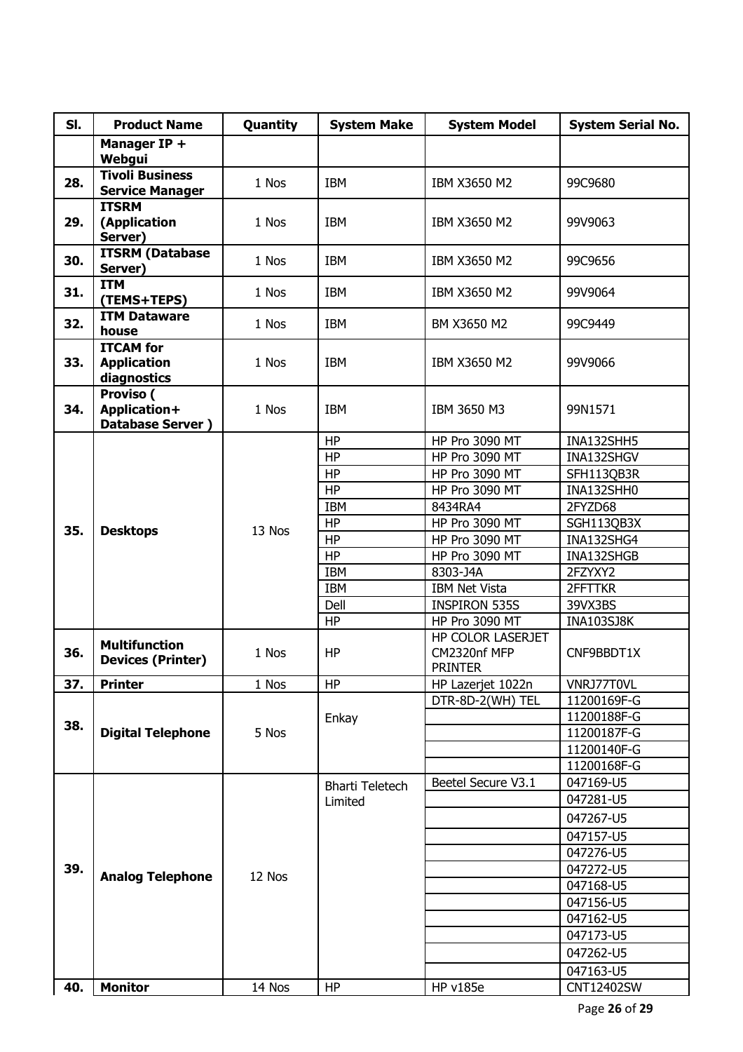| Sl. | Product Name | Quantity | System Make | System Model | System Serial No. |
|---|---|---|---|---|---|
| | **Manager IP + Webgui** | | | | |
| **28.** | **Tivoli Business Service Manager** | 1 Nos | IBM | IBM X3650 M2 | 99C9680 |
| **29.** | **ITSRM (Application Server)** | 1 Nos | IBM | IBM X3650 M2 | 99V9063 |
| **30.** | **ITSRM (Database Server)** | 1 Nos | IBM | IBM X3650 M2 | 99C9656 |
| **31.** | **ITM (TEMS+TEPS)** | 1 Nos | IBM | IBM X3650 M2 | 99V9064 |
| **32.** | **ITM Dataware house** | 1 Nos | IBM | BM X3650 M2 | 99C9449 |
| **33.** | **ITCAM for Application diagnostics** | 1 Nos | IBM | IBM X3650 M2 | 99V9066 |
| **34.** | **Proviso ( Application+ Database Server )** | 1 Nos | IBM | IBM 3650 M3 | 99N1571 |
| **35.** | **Desktops** | 13 Nos | HP | HP Pro 3090 MT | INA132SHH5 |
| | | | HP | HP Pro 3090 MT | INA132SHGV |
| | | | HP | HP Pro 3090 MT | SFH113QB3R |
| | | | HP | HP Pro 3090 MT | INA132SHH0 |
| | | | IBM | 8434RA4 | 2FYZD68 |
| | | | HP | HP Pro 3090 MT | SGH113QB3X |
| | | | HP | HP Pro 3090 MT | INA132SHG4 |
| | | | HP | HP Pro 3090 MT | INA132SHGB |
| | | | IBM | 8303-J4A | 2FZYXY2 |
| | | | IBM | IBM Net Vista | 2FFTTKR |
| | | | Dell | INSPIRON 535S | 39VX3BS |
| | | | HP | HP Pro 3090 MT | INA103SJ8K |
| **36.** | **Multifunction Devices (Printer)** | 1 Nos | HP | HP COLOR LASERJET CM2320nf MFP PRINTER | CNF9BBDT1X |
| **37.** | **Printer** | 1 Nos | HP | HP Lazerjet 1022n | VNRJ77T0VL |
| **38.** | **Digital Telephone** | 5 Nos | Enkay | DTR-8D-2(WH) TEL | 11200169F-G |
| | | | | | 11200188F-G |
| | | | | | 11200187F-G |
| | | | | | 11200140F-G |
| | | | | | 11200168F-G |
| **39.** | **Analog Telephone** | 12 Nos | Bharti Teletech Limited | Beetel Secure V3.1 | 047169-U5 |
| | | | | | 047281-U5 |
| | | | | | 047267-U5 |
| | | | | | 047157-U5 |
| | | | | | 047276-U5 |
| | | | | | 047272-U5 |
| | | | | | 047168-U5 |
| | | | | | 047156-U5 |
| | | | | | 047162-U5 |
| | | | | | 047173-U5 |
| | | | | | 047262-U5 |
| | | | | | 047163-U5 |
| **40.** | **Monitor** | 14 Nos | HP | HP v185e | CNT12402SW |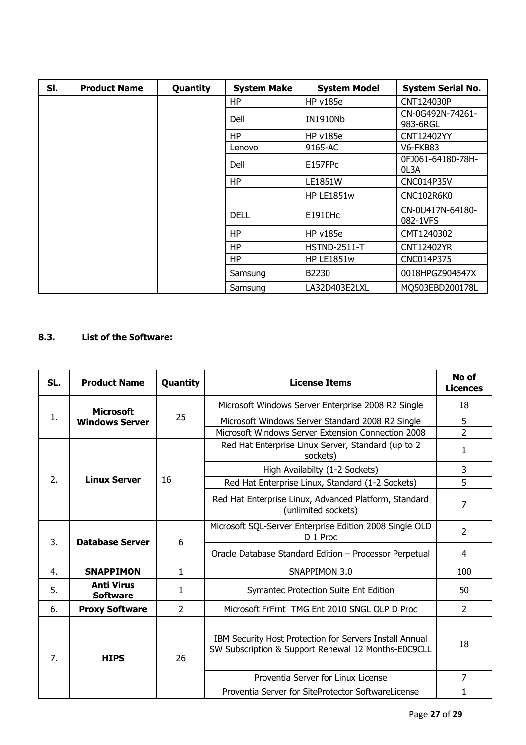| Sl. | Product Name | Quantity | System Make | System Model | System Serial No. |
|---|---|---|---|---|---|
| | | | HP | HP v185e | CNT124030P |
| | | | Dell | IN1910Nb | CN-0G492N-74261-983-6RGL |
| | | | HP | HP v185e | CNT12402YY |
| | | | Lenovo | 9165-AC | V6-FKB83 |
| | | | Dell | E157FPc | 0FJ061-64180-78H-0L3A |
| | | | HP | LE1851W | CNC014P35V |
| | | | | HP LE1851w | CNC102R6K0 |
| | | | DELL | E1910Hc | CN-0U417N-64180-082-1VFS |
| | | | HP | HP v185e | CMT1240302 |
| | | | HP | HSTND-2511-T | CNT12402YR |
| | | | HP | HP LE1851w | CNC014P375 |
| | | | Samsung | B2230 | 0018HPGZ904547X |
| | | | Samsung | LA32D403E2LXL | MQ503EBD200178L |

### 8.3. List of the Software:

| SL. | Product Name | Quantity | License Items | No of Licences |
|---|---|---|---|---|
| 1. | **Microsoft Windows Server** | 25 | Microsoft Windows Server Enterprise 2008 R2 Single | 18 |
| | | | Microsoft Windows Server Standard 2008 R2 Single | 5 |
| | | | Microsoft Windows Server Extension Connection 2008 | 2 |
| 2. | **Linux Server** | 16 | Red Hat Enterprise Linux Server, Standard (up to 2 sockets) | 1 |
| | | | High Availabilty (1-2 Sockets) | 3 |
| | | | Red Hat Enterprise Linux, Standard (1-2 Sockets) | 5 |
| | | | Red Hat Enterprise Linux, Advanced Platform, Standard (unlimited sockets) | 7 |
| 3. | **Database Server** | 6 | Microsoft SQL-Server Enterprise Edition 2008 Single OLD D 1 Proc | 2 |
| | | | Oracle Database Standard Edition – Processor Perpetual | 4 |
| 4. | **SNAPPIMON** | 1 | SNAPPIMON 3.0 | 100 |
| 5. | **Anti Virus Software** | 1 | Symantec Protection Suite Ent Edition | 50 |
| 6. | **Proxy Software** | 2 | Microsoft FrFrnt TMG Ent 2010 SNGL OLP D Proc | 2 |
| 7. | **HIPS** | 26 | IBM Security Host Protection for Servers Install Annual SW Subscription & Support Renewal 12 Months-E0C9CLL | 18 |
| | | | Proventia Server for Linux License | 7 |
| | | | Proventia Server for SiteProtector SoftwareLicense | 1 |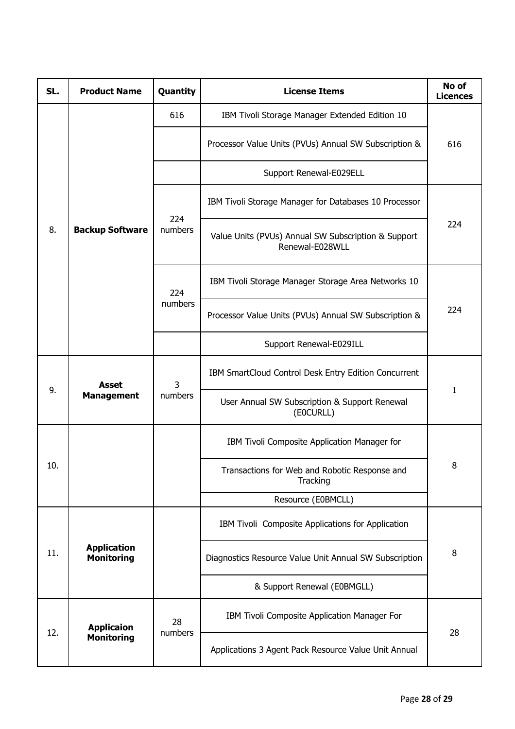| SL. | Product Name | Quantity | License Items | No of Licences |
|---|---|---|---|---|
| 8. | **Backup Software** | 616 | IBM Tivoli Storage Manager Extended Edition 10 | 616 |
| | | | Processor Value Units (PVUs) Annual SW Subscription & | |
| | | | Support Renewal-E029ELL | |
| | | 224 numbers | IBM Tivoli Storage Manager for Databases 10 Processor | 224 |
| | | | Value Units (PVUs) Annual SW Subscription & Support Renewal-E028WLL | |
| | | 224 numbers | IBM Tivoli Storage Manager Storage Area Networks 10 | 224 |
| | | | Processor Value Units (PVUs) Annual SW Subscription & | |
| | | | Support Renewal-E029ILL | |
| 9. | **Asset Management** | 3 numbers | IBM SmartCloud Control Desk Entry Edition Concurrent | 1 |
| | | | User Annual SW Subscription & Support Renewal (E0CURLL) | |
| 10. | | | IBM Tivoli Composite Application Manager for | 8 |
| | | | Transactions for Web and Robotic Response and Tracking | |
| | | | Resource (E0BMCLL) | |
| 11. | **Application Monitoring** | | IBM Tivoli Composite Applications for Application | 8 |
| | | | Diagnostics Resource Value Unit Annual SW Subscription | |
| | | | & Support Renewal (E0BMGLL) | |
| 12. | **Applicaion Monitoring** | 28 numbers | IBM Tivoli Composite Application Manager For | 28 |
| | | | Applications 3 Agent Pack Resource Value Unit Annual | |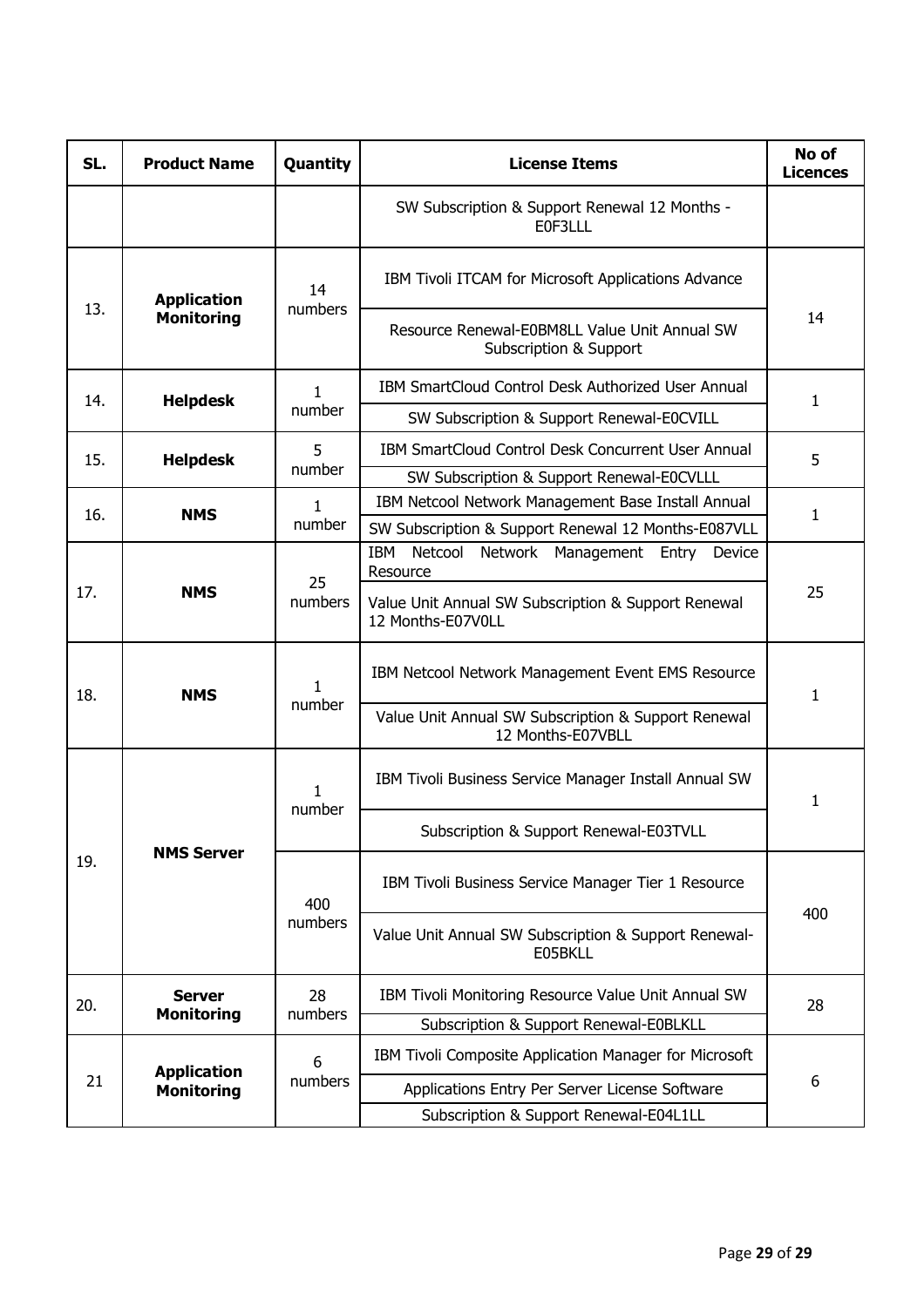| SL. | Product Name | Quantity | License Items | No of Licences |
|---|---|---|---|---|
| | | | SW Subscription & Support Renewal 12 Months - E0F3LLL | |
| 13. | **Application Monitoring** | 14 numbers | IBM Tivoli ITCAM for Microsoft Applications Advance Resource Renewal-E0BM8LL Value Unit Annual SW Subscription & Support | 14 |
| 14. | **Helpdesk** | 1 number | IBM SmartCloud Control Desk Authorized User Annual SW Subscription & Support Renewal-E0CVILL | 1 |
| 15. | **Helpdesk** | 5 number | IBM SmartCloud Control Desk Concurrent User Annual SW Subscription & Support Renewal-E0CVLLL | 5 |
| 16. | **NMS** | 1 number | IBM Netcool Network Management Base Install Annual SW Subscription & Support Renewal 12 Months-E087VLL | 1 |
| 17. | **NMS** | 25 numbers | IBM Netcool Network Management Entry Device Resource Value Unit Annual SW Subscription & Support Renewal 12 Months-E07V0LL | 25 |
| 18. | **NMS** | 1 number | IBM Netcool Network Management Event EMS Resource Value Unit Annual SW Subscription & Support Renewal 12 Months-E07VBLL | 1 |
| 19. | **NMS Server** | 1 number | IBM Tivoli Business Service Manager Install Annual SW Subscription & Support Renewal-E03TVLL | 1 |
| | | 400 numbers | IBM Tivoli Business Service Manager Tier 1 Resource Value Unit Annual SW Subscription & Support Renewal-E05BKLL | 400 |
| 20. | **Server Monitoring** | 28 numbers | IBM Tivoli Monitoring Resource Value Unit Annual SW Subscription & Support Renewal-E0BLKLL | 28 |
| 21 | **Application Monitoring** | 6 numbers | IBM Tivoli Composite Application Manager for Microsoft Applications Entry Per Server License Software Subscription & Support Renewal-E04L1LL | 6 |